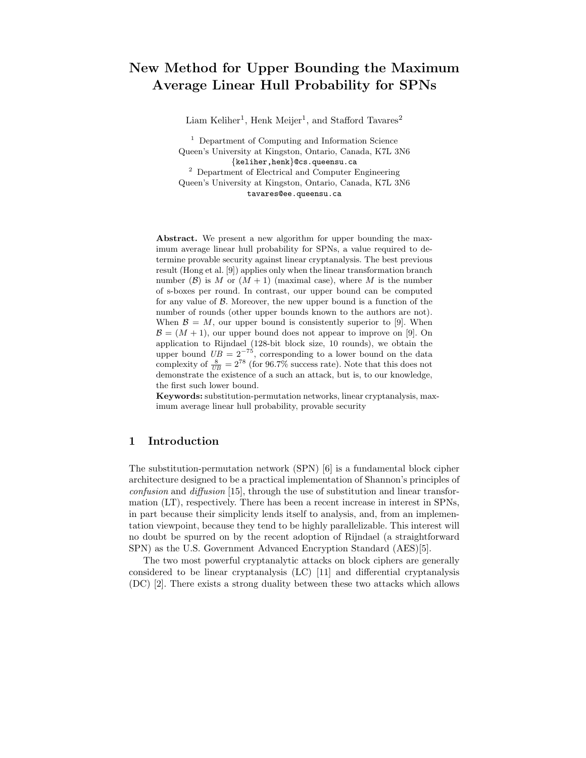# New Method for Upper Bounding the Maximum Average Linear Hull Probability for SPNs

Liam Keliher[1], Henk Meijer[1], and Stafford Tavares[2]

[1] Department of Computing and Information Science
Queen's University at Kingston, Ontario, Canada, K7L 3N6
{keliher,henk}@cs.queensu.ca

[2] Department of Electrical and Computer Engineering
Queen's University at Kingston, Ontario, Canada, K7L 3N6
tavares@ee.queensu.ca

**Abstract.** We present a new algorithm for upper bounding the maximum average linear hull probability for SPNs, a value required to determine provable security against linear cryptanalysis. The best previous result (Hong et al. [9]) applies only when the linear transformation branch number ($\mathcal{B}$) is $M$ or $(M+1)$ (maximal case), where $M$ is the number of s-boxes per round. In contrast, our upper bound can be computed for any value of $\mathcal{B}$. Moreover, the new upper bound is a function of the number of rounds (other upper bounds known to the authors are not). When $\mathcal{B} = M$, our upper bound is consistently superior to [9]. When $\mathcal{B} = (M+1)$, our upper bound does not appear to improve on [9]. On application to Rijndael (128-bit block size, 10 rounds), we obtain the upper bound $UB = 2^{-75}$, corresponding to a lower bound on the data complexity of $\frac{8}{UB} = 2^{78}$ (for 96.7% success rate). Note that this does not demonstrate the existence of a such an attack, but is, to our knowledge, the first such lower bound.

**Keywords:** substitution-permutation networks, linear cryptanalysis, maximum average linear hull probability, provable security

## 1 Introduction

The substitution-permutation network (SPN) [6] is a fundamental block cipher architecture designed to be a practical implementation of Shannon's principles of *confusion* and *diffusion* [15], through the use of substitution and linear transformation (LT), respectively. There has been a recent increase in interest in SPNs, in part because their simplicity lends itself to analysis, and, from an implementation viewpoint, because they tend to be highly parallelizable. This interest will no doubt be spurred on by the recent adoption of Rijndael (a straightforward SPN) as the U.S. Government Advanced Encryption Standard (AES)[5].

The two most powerful cryptanalytic attacks on block ciphers are generally considered to be linear cryptanalysis (LC) [11] and differential cryptanalysis (DC) [2]. There exists a strong duality between these two attacks which allows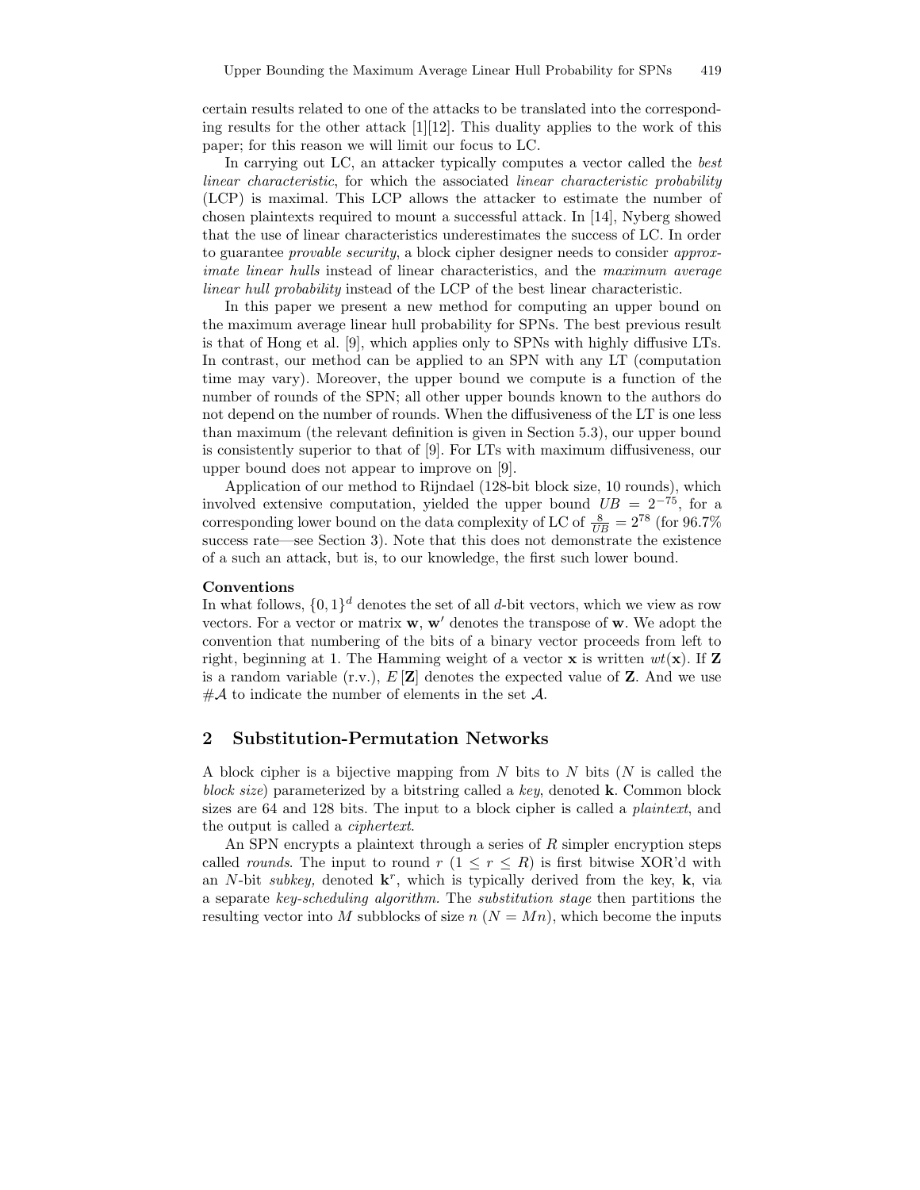certain results related to one of the attacks to be translated into the corresponding results for the other attack [1][12]. This duality applies to the work of this paper; for this reason we will limit our focus to LC.

In carrying out LC, an attacker typically computes a vector called the *best linear characteristic*, for which the associated *linear characteristic probability* (LCP) is maximal. This LCP allows the attacker to estimate the number of chosen plaintexts required to mount a successful attack. In [14], Nyberg showed that the use of linear characteristics underestimates the success of LC. In order to guarantee *provable security*, a block cipher designer needs to consider *approximate linear hulls* instead of linear characteristics, and the *maximum average linear hull probability* instead of the LCP of the best linear characteristic.

In this paper we present a new method for computing an upper bound on the maximum average linear hull probability for SPNs. The best previous result is that of Hong et al. [9], which applies only to SPNs with highly diffusive LTs. In contrast, our method can be applied to an SPN with any LT (computation time may vary). Moreover, the upper bound we compute is a function of the number of rounds of the SPN; all other upper bounds known to the authors do not depend on the number of rounds. When the diffusiveness of the LT is one less than maximum (the relevant definition is given in Section 5.3), our upper bound is consistently superior to that of [9]. For LTs with maximum diffusiveness, our upper bound does not appear to improve on [9].

Application of our method to Rijndael (128-bit block size, 10 rounds), which involved extensive computation, yielded the upper bound $UB = 2^{-75}$, for a corresponding lower bound on the data complexity of LC of $\frac{8}{UB} = 2^{78}$ (for 96.7% success rate—see Section 3). Note that this does not demonstrate the existence of a such an attack, but is, to our knowledge, the first such lower bound.

**Conventions**

In what follows, $\{0,1\}^d$ denotes the set of all $d$-bit vectors, which we view as row vectors. For a vector or matrix $\mathbf{w}$, $\mathbf{w}'$ denotes the transpose of $\mathbf{w}$. We adopt the convention that numbering of the bits of a binary vector proceeds from left to right, beginning at 1. The Hamming weight of a vector $\mathbf{x}$ is written $wt(\mathbf{x})$. If $\mathbf{Z}$ is a random variable (r.v.), $E[\mathbf{Z}]$ denotes the expected value of $\mathbf{Z}$. And we use $\#\mathcal{A}$ to indicate the number of elements in the set $\mathcal{A}$.

## 2 Substitution-Permutation Networks

A block cipher is a bijective mapping from $N$ bits to $N$ bits ($N$ is called the *block size*) parameterized by a bitstring called a *key*, denoted $\mathbf{k}$. Common block sizes are 64 and 128 bits. The input to a block cipher is called a *plaintext*, and the output is called a *ciphertext*.

An SPN encrypts a plaintext through a series of $R$ simpler encryption steps called *rounds*. The input to round $r$ ($1 \leq r \leq R$) is first bitwise XOR'd with an $N$-bit *subkey,* denoted $\mathbf{k}^r$, which is typically derived from the key, $\mathbf{k}$, via a separate *key-scheduling algorithm*. The *substitution stage* then partitions the resulting vector into $M$ subblocks of size $n$ ($N = Mn$), which become the inputs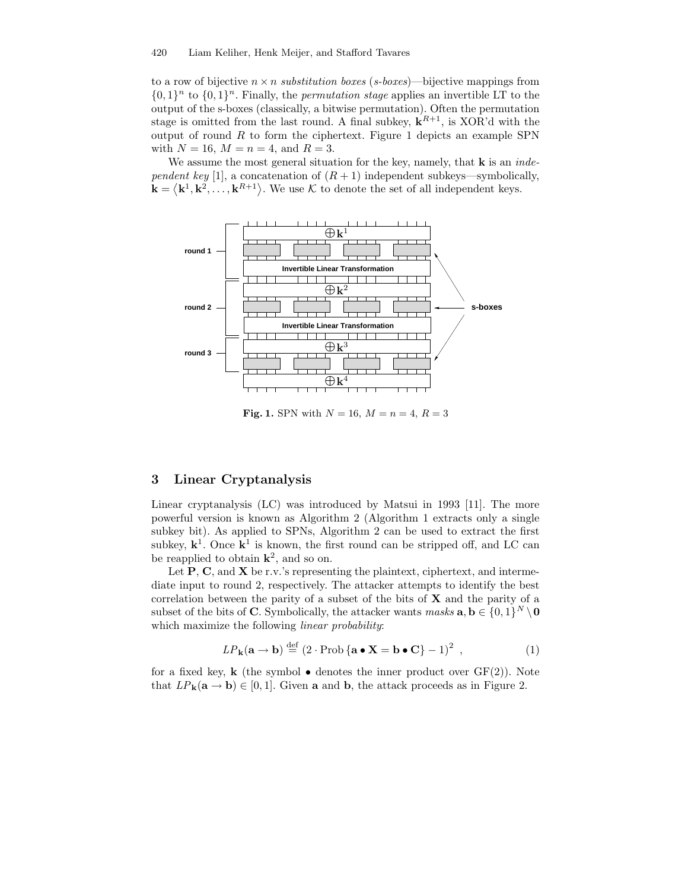to a row of bijective $n \times n$ *substitution boxes* (*s-boxes*)—bijective mappings from $\{0,1\}^n$ to $\{0,1\}^n$. Finally, the *permutation stage* applies an invertible LT to the output of the s-boxes (classically, a bitwise permutation). Often the permutation stage is omitted from the last round. A final subkey, $\mathbf{k}^{R+1}$, is XOR'd with the output of round $R$ to form the ciphertext. Figure 1 depicts an example SPN with $N = 16$, $M = n = 4$, and $R = 3$.

We assume the most general situation for the key, namely, that $\mathbf{k}$ is an *independent key* [1], a concatenation of $(R+1)$ independent subkeys—symbolically, $\mathbf{k} = \langle \mathbf{k}^1, \mathbf{k}^2, \ldots, \mathbf{k}^{R+1} \rangle$. We use $\mathcal{K}$ to denote the set of all independent keys.

**Fig. 1.** SPN with $N = 16$, $M = n = 4$, $R = 3$

## 3 Linear Cryptanalysis

Linear cryptanalysis (LC) was introduced by Matsui in 1993 [11]. The more powerful version is known as Algorithm 2 (Algorithm 1 extracts only a single subkey bit). As applied to SPNs, Algorithm 2 can be used to extract the first subkey, $\mathbf{k}^1$. Once $\mathbf{k}^1$ is known, the first round can be stripped off, and LC can be reapplied to obtain $\mathbf{k}^2$, and so on.

Let $\mathbf{P}$, $\mathbf{C}$, and $\mathbf{X}$ be r.v.'s representing the plaintext, ciphertext, and intermediate input to round 2, respectively. The attacker attempts to identify the best correlation between the parity of a subset of the bits of $\mathbf{X}$ and the parity of a subset of the bits of $\mathbf{C}$. Symbolically, the attacker wants *masks* $\mathbf{a}, \mathbf{b} \in \{0,1\}^N \setminus \mathbf{0}$ which maximize the following *linear probability*:

$$LP_{\mathbf{k}}(\mathbf{a} \rightarrow \mathbf{b}) \stackrel{\text{def}}{=} \left(2 \cdot \text{Prob}\left\{\mathbf{a} \bullet \mathbf{X} = \mathbf{b} \bullet \mathbf{C}\right\} - 1\right)^2 \ , \tag{1}$$

for a fixed key, $\mathbf{k}$ (the symbol $\bullet$ denotes the inner product over GF(2)). Note that $LP_{\mathbf{k}}(\mathbf{a} \rightarrow \mathbf{b}) \in [0,1]$. Given $\mathbf{a}$ and $\mathbf{b}$, the attack proceeds as in Figure 2.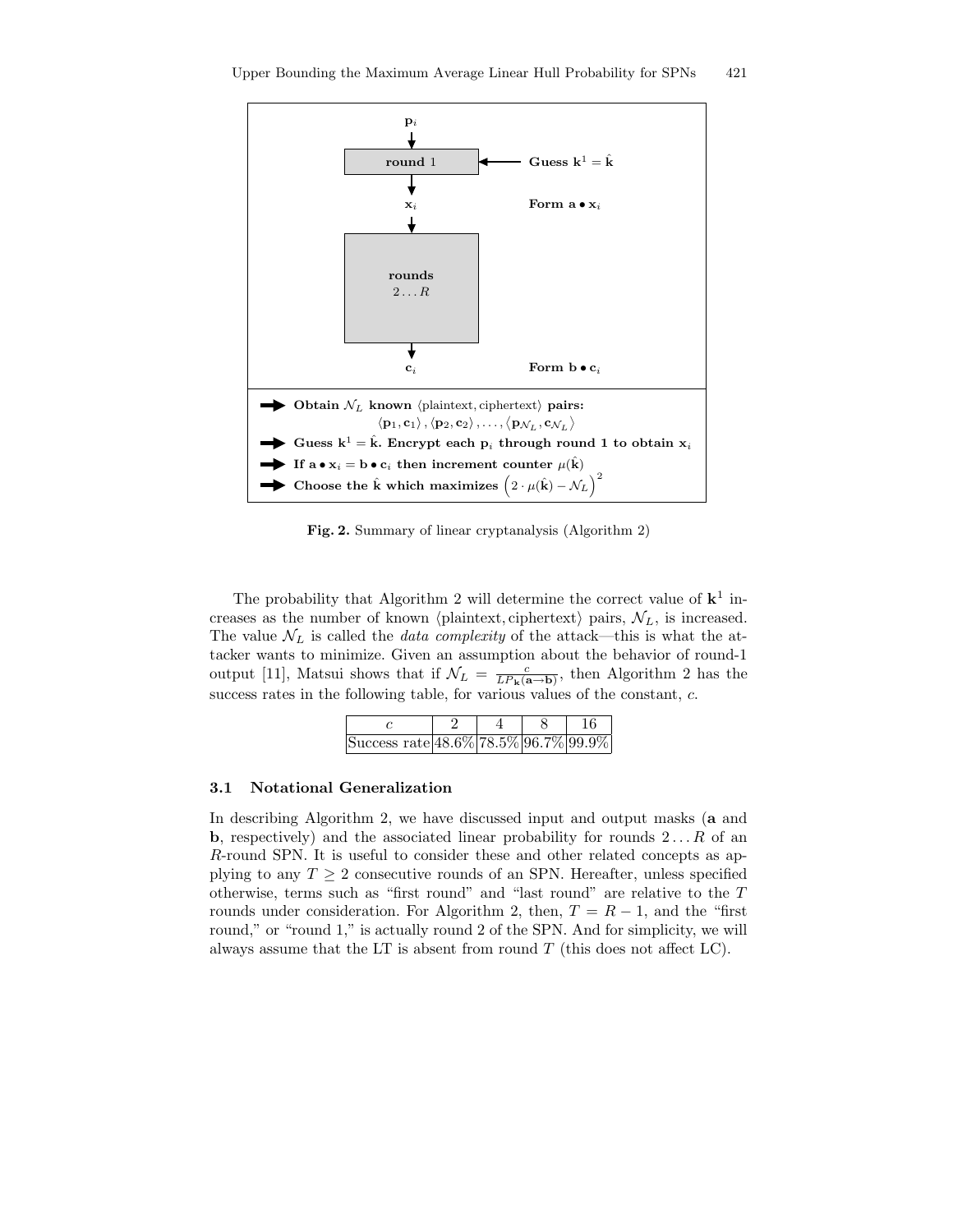$\mathbf{p}_i$ → **round** 1 ← **Guess** $\mathbf{k}^1 = \hat{\mathbf{k}}$

$\mathbf{x}_i$ **Form** $\mathbf{a} \bullet \mathbf{x}_i$

**rounds** $2 \ldots R$

$\mathbf{c}_i$ **Form** $\mathbf{b} \bullet \mathbf{c}_i$

- **Obtain** $\mathcal{N}_L$ **known** $\langle$plaintext, ciphertext$\rangle$ **pairs:** $\langle \mathbf{p}_1, \mathbf{c}_1 \rangle, \langle \mathbf{p}_2, \mathbf{c}_2 \rangle, \ldots, \langle \mathbf{p}_{\mathcal{N}_L}, \mathbf{c}_{\mathcal{N}_L} \rangle$
- **Guess** $\mathbf{k}^1 = \hat{\mathbf{k}}$**. Encrypt each** $\mathbf{p}_i$ **through round 1 to obtain** $\mathbf{x}_i$
- **If** $\mathbf{a} \bullet \mathbf{x}_i = \mathbf{b} \bullet \mathbf{c}_i$ **then increment counter** $\mu(\hat{\mathbf{k}})$
- **Choose the** $\hat{\mathbf{k}}$ **which maximizes** $\left(2 \cdot \mu(\hat{\mathbf{k}}) - \mathcal{N}_L\right)^2$

**Fig. 2.** Summary of linear cryptanalysis (Algorithm 2)

The probability that Algorithm 2 will determine the correct value of $\mathbf{k}^1$ increases as the number of known $\langle$plaintext, ciphertext$\rangle$ pairs, $\mathcal{N}_L$, is increased. The value $\mathcal{N}_L$ is called the *data complexity* of the attack—this is what the attacker wants to minimize. Given an assumption about the behavior of round-1 output [11], Matsui shows that if $\mathcal{N}_L = \frac{c}{LP_{\mathbf{k}}(\mathbf{a} \to \mathbf{b})}$, then Algorithm 2 has the success rates in the following table, for various values of the constant, $c$.

| $c$ | 2 | 4 | 8 | 16 |
|---|---|---|---|---|
| Success rate | 48.6% | 78.5% | 96.7% | 99.9% |

### 3.1 Notational Generalization

In describing Algorithm 2, we have discussed input and output masks ($\mathbf{a}$ and $\mathbf{b}$, respectively) and the associated linear probability for rounds $2 \ldots R$ of an $R$-round SPN. It is useful to consider these and other related concepts as applying to any $T \geq 2$ consecutive rounds of an SPN. Hereafter, unless specified otherwise, terms such as "first round" and "last round" are relative to the $T$ rounds under consideration. For Algorithm 2, then, $T = R - 1$, and the "first round," or "round 1," is actually round 2 of the SPN. And for simplicity, we will always assume that the LT is absent from round $T$ (this does not affect LC).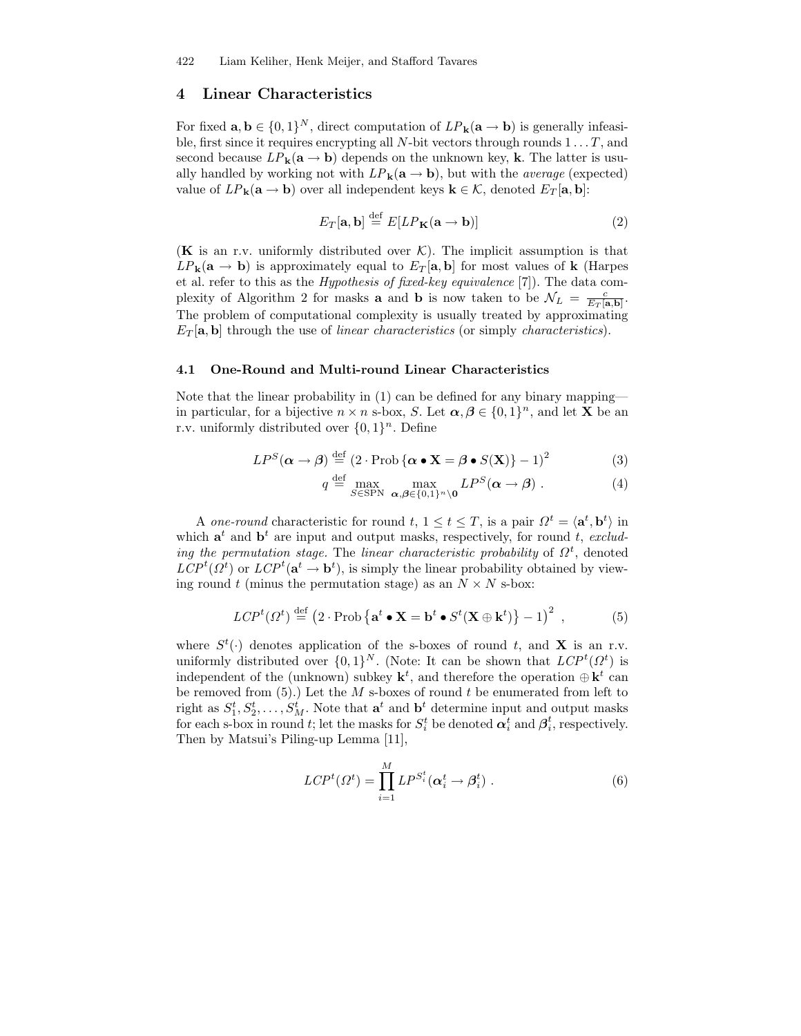## 4 Linear Characteristics

For fixed $\mathbf{a}, \mathbf{b} \in \{0,1\}^N$, direct computation of $LP_{\mathbf{k}}(\mathbf{a} \to \mathbf{b})$ is generally infeasible, first since it requires encrypting all $N$-bit vectors through rounds $1 \ldots T$, and second because $LP_{\mathbf{k}}(\mathbf{a} \to \mathbf{b})$ depends on the unknown key, $\mathbf{k}$. The latter is usually handled by working not with $LP_{\mathbf{k}}(\mathbf{a} \to \mathbf{b})$, but with the *average* (expected) value of $LP_{\mathbf{k}}(\mathbf{a} \to \mathbf{b})$ over all independent keys $\mathbf{k} \in \mathcal{K}$, denoted $E_T[\mathbf{a}, \mathbf{b}]$:

$$E_T[\mathbf{a}, \mathbf{b}] \stackrel{\text{def}}{=} E[LP_{\mathbf{K}}(\mathbf{a} \to \mathbf{b})] \tag{2}$$

($\mathbf{K}$ is an r.v. uniformly distributed over $\mathcal{K}$). The implicit assumption is that $LP_{\mathbf{k}}(\mathbf{a} \to \mathbf{b})$ is approximately equal to $E_T[\mathbf{a}, \mathbf{b}]$ for most values of $\mathbf{k}$ (Harpes et al. refer to this as the *Hypothesis of fixed-key equivalence* [7]). The data complexity of Algorithm 2 for masks $\mathbf{a}$ and $\mathbf{b}$ is now taken to be $\mathcal{N}_L = \frac{c}{E_T[\mathbf{a},\mathbf{b}]}$. The problem of computational complexity is usually treated by approximating $E_T[\mathbf{a}, \mathbf{b}]$ through the use of *linear characteristics* (or simply *characteristics*).

### 4.1 One-Round and Multi-round Linear Characteristics

Note that the linear probability in (1) can be defined for any binary mapping—in particular, for a bijective $n \times n$ s-box, $S$. Let $\boldsymbol{\alpha}, \boldsymbol{\beta} \in \{0,1\}^n$, and let $\mathbf{X}$ be an r.v. uniformly distributed over $\{0,1\}^n$. Define

$$LP^S(\boldsymbol{\alpha} \to \boldsymbol{\beta}) \stackrel{\text{def}}{=} \left(2 \cdot \text{Prob}\left\{\boldsymbol{\alpha} \bullet \mathbf{X} = \boldsymbol{\beta} \bullet S(\mathbf{X})\right\} - 1\right)^2 \tag{3}$$

$$q \stackrel{\text{def}}{=} \max_{S \in \text{SPN}} \; \max_{\boldsymbol{\alpha}, \boldsymbol{\beta} \in \{0,1\}^n \setminus \mathbf{0}} LP^S(\boldsymbol{\alpha} \to \boldsymbol{\beta}) \; . \tag{4}$$

A *one-round* characteristic for round $t$, $1 \le t \le T$, is a pair $\Omega^t = \langle \mathbf{a}^t, \mathbf{b}^t \rangle$ in which $\mathbf{a}^t$ and $\mathbf{b}^t$ are input and output masks, respectively, for round $t$, *excluding the permutation stage*. The *linear characteristic probability* of $\Omega^t$, denoted $LCP^t(\Omega^t)$ or $LCP^t(\mathbf{a}^t \to \mathbf{b}^t)$, is simply the linear probability obtained by viewing round $t$ (minus the permutation stage) as an $N \times N$ s-box:

$$LCP^t(\Omega^t) \stackrel{\text{def}}{=} \left(2 \cdot \text{Prob}\left\{\mathbf{a}^t \bullet \mathbf{X} = \mathbf{b}^t \bullet S^t(\mathbf{X} \oplus \mathbf{k}^t)\right\} - 1\right)^2 \; , \tag{5}$$

where $S^t(\cdot)$ denotes application of the s-boxes of round $t$, and $\mathbf{X}$ is an r.v. uniformly distributed over $\{0,1\}^N$. (Note: It can be shown that $LCP^t(\Omega^t)$ is independent of the (unknown) subkey $\mathbf{k}^t$, and therefore the operation $\oplus \mathbf{k}^t$ can be removed from (5).) Let the $M$ s-boxes of round $t$ be enumerated from left to right as $S_1^t, S_2^t, \ldots, S_M^t$. Note that $\mathbf{a}^t$ and $\mathbf{b}^t$ determine input and output masks for each s-box in round $t$; let the masks for $S_i^t$ be denoted $\boldsymbol{\alpha}_i^t$ and $\boldsymbol{\beta}_i^t$, respectively. Then by Matsui's Piling-up Lemma [11],

$$LCP^t(\Omega^t) = \prod_{i=1}^{M} LP^{S_i^t}(\boldsymbol{\alpha}_i^t \to \boldsymbol{\beta}_i^t) \; . \tag{6}$$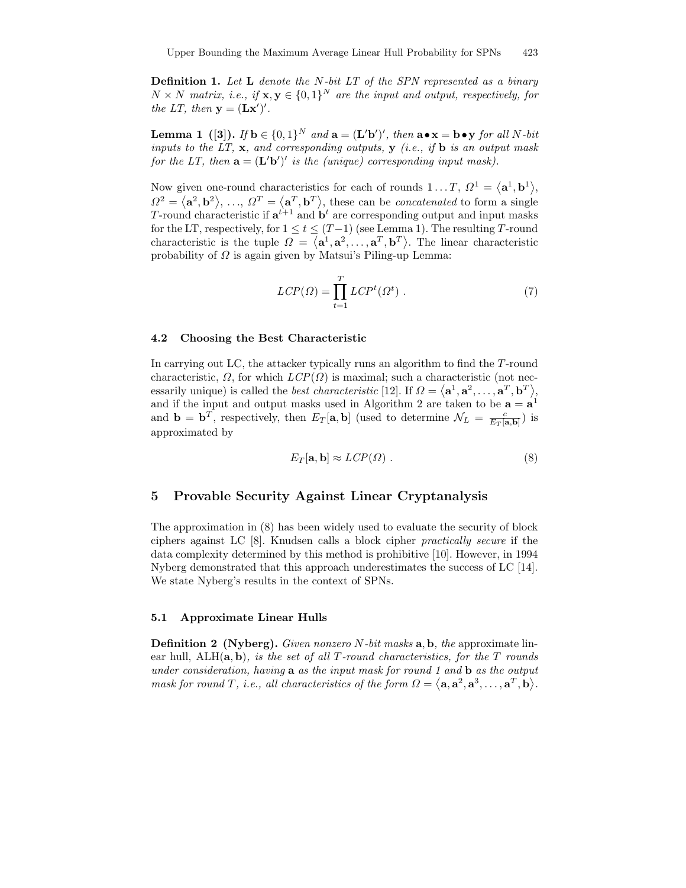**Definition 1.** *Let* $\mathbf{L}$ *denote the* $N$*-bit LT of the SPN represented as a binary* $N \times N$ *matrix, i.e., if* $\mathbf{x}, \mathbf{y} \in \{0,1\}^N$ *are the input and output, respectively, for the LT, then* $\mathbf{y} = (\mathbf{L}\mathbf{x}')'$.

**Lemma 1 ([3]).** *If* $\mathbf{b} \in \{0,1\}^N$ *and* $\mathbf{a} = (\mathbf{L}'\mathbf{b}')'$*, then* $\mathbf{a} \bullet \mathbf{x} = \mathbf{b} \bullet \mathbf{y}$ *for all* $N$*-bit inputs to the LT,* $\mathbf{x}$*, and corresponding outputs,* $\mathbf{y}$ *(i.e., if* $\mathbf{b}$ *is an output mask for the LT, then* $\mathbf{a} = (\mathbf{L}'\mathbf{b}')'$ *is the (unique) corresponding input mask).*

Now given one-round characteristics for each of rounds $1 \ldots T$, $\Omega^1 = \langle \mathbf{a}^1, \mathbf{b}^1 \rangle$, $\Omega^2 = \langle \mathbf{a}^2, \mathbf{b}^2 \rangle$, ..., $\Omega^T = \langle \mathbf{a}^T, \mathbf{b}^T \rangle$, these can be *concatenated* to form a single $T$-round characteristic if $\mathbf{a}^{t+1}$ and $\mathbf{b}^t$ are corresponding output and input masks for the LT, respectively, for $1 \le t \le (T-1)$ (see Lemma 1). The resulting $T$-round characteristic is the tuple $\Omega = \langle \mathbf{a}^1, \mathbf{a}^2, \ldots, \mathbf{a}^T, \mathbf{b}^T \rangle$. The linear characteristic probability of $\Omega$ is again given by Matsui's Piling-up Lemma:

$$LCP(\Omega) = \prod_{t=1}^{T} LCP^t(\Omega^t) \; . \tag{7}$$

### 4.2 Choosing the Best Characteristic

In carrying out LC, the attacker typically runs an algorithm to find the $T$-round characteristic, $\Omega$, for which $LCP(\Omega)$ is maximal; such a characteristic (not necessarily unique) is called the *best characteristic* [12]. If $\Omega = \langle \mathbf{a}^1, \mathbf{a}^2, \ldots, \mathbf{a}^T, \mathbf{b}^T \rangle$, and if the input and output masks used in Algorithm 2 are taken to be $\mathbf{a} = \mathbf{a}^1$ and $\mathbf{b} = \mathbf{b}^T$, respectively, then $E_T[\mathbf{a}, \mathbf{b}]$ (used to determine $\mathcal{N}_L = \frac{c}{E_T[\mathbf{a},\mathbf{b}]}$) is approximated by

$$E_T[\mathbf{a}, \mathbf{b}] \approx LCP(\Omega) \; . \tag{8}$$

## 5 Provable Security Against Linear Cryptanalysis

The approximation in (8) has been widely used to evaluate the security of block ciphers against LC [8]. Knudsen calls a block cipher *practically secure* if the data complexity determined by this method is prohibitive [10]. However, in 1994 Nyberg demonstrated that this approach underestimates the success of LC [14]. We state Nyberg's results in the context of SPNs.

### 5.1 Approximate Linear Hulls

**Definition 2 (Nyberg).** *Given nonzero* $N$*-bit masks* $\mathbf{a}, \mathbf{b}$*, the* approximate linear hull*,* $\text{ALH}(\mathbf{a}, \mathbf{b})$*, is the set of all* $T$*-round characteristics, for the* $T$ *rounds under consideration, having* $\mathbf{a}$ *as the input mask for round 1 and* $\mathbf{b}$ *as the output mask for round* $T$*, i.e., all characteristics of the form* $\Omega = \langle \mathbf{a}, \mathbf{a}^2, \mathbf{a}^3, \ldots, \mathbf{a}^T, \mathbf{b} \rangle$.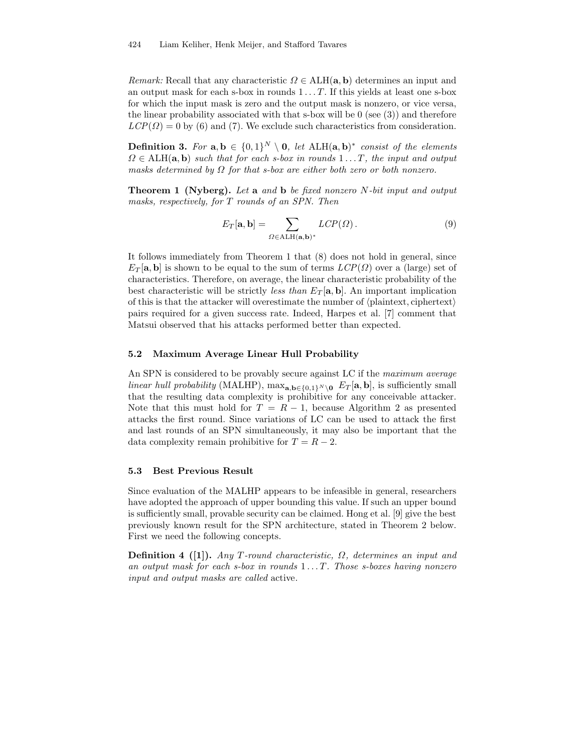*Remark:* Recall that any characteristic $\Omega \in \mathrm{ALH}(\mathbf{a}, \mathbf{b})$ determines an input and an output mask for each s-box in rounds $1 \ldots T$. If this yields at least one s-box for which the input mask is zero and the output mask is nonzero, or vice versa, the linear probability associated with that s-box will be 0 (see (3)) and therefore $LCP(\Omega) = 0$ by (6) and (7). We exclude such characteristics from consideration.

**Definition 3.** *For $\mathbf{a}, \mathbf{b} \in \{0,1\}^N \setminus \mathbf{0}$, let $\mathrm{ALH}(\mathbf{a}, \mathbf{b})^*$ consist of the elements $\Omega \in \mathrm{ALH}(\mathbf{a}, \mathbf{b})$ such that for each s-box in rounds $1 \ldots T$, the input and output masks determined by $\Omega$ for that s-box are either both zero or both nonzero.*

**Theorem 1 (Nyberg).** *Let $\mathbf{a}$ and $\mathbf{b}$ be fixed nonzero $N$-bit input and output masks, respectively, for $T$ rounds of an SPN. Then*

$$E_T[\mathbf{a}, \mathbf{b}] = \sum_{\Omega \in \mathrm{ALH}(\mathbf{a}, \mathbf{b})^*} LCP(\Omega)\,. \tag{9}$$

It follows immediately from Theorem 1 that (8) does not hold in general, since $E_T[\mathbf{a}, \mathbf{b}]$ is shown to be equal to the sum of terms $LCP(\Omega)$ over a (large) set of characteristics. Therefore, on average, the linear characteristic probability of the best characteristic will be strictly *less than* $E_T[\mathbf{a}, \mathbf{b}]$. An important implication of this is that the attacker will overestimate the number of $\langle$plaintext, ciphertext$\rangle$ pairs required for a given success rate. Indeed, Harpes et al. [7] comment that Matsui observed that his attacks performed better than expected.

### 5.2 Maximum Average Linear Hull Probability

An SPN is considered to be provably secure against LC if the *maximum average linear hull probability* (MALHP), $\max_{\mathbf{a}, \mathbf{b} \in \{0,1\}^N \setminus \mathbf{0}} E_T[\mathbf{a}, \mathbf{b}]$, is sufficiently small that the resulting data complexity is prohibitive for any conceivable attacker. Note that this must hold for $T = R - 1$, because Algorithm 2 as presented attacks the first round. Since variations of LC can be used to attack the first and last rounds of an SPN simultaneously, it may also be important that the data complexity remain prohibitive for $T = R - 2$.

### 5.3 Best Previous Result

Since evaluation of the MALHP appears to be infeasible in general, researchers have adopted the approach of upper bounding this value. If such an upper bound is sufficiently small, provable security can be claimed. Hong et al. [9] give the best previously known result for the SPN architecture, stated in Theorem 2 below. First we need the following concepts.

**Definition 4 ([1]).** *Any $T$-round characteristic, $\Omega$, determines an input and an output mask for each s-box in rounds $1 \ldots T$. Those s-boxes having nonzero input and output masks are called* active.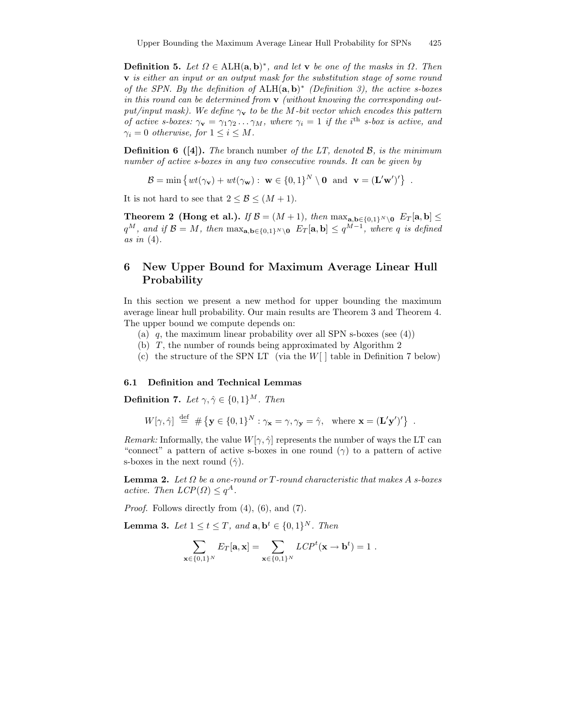**Definition 5.** *Let $\Omega \in \text{ALH}(\mathbf{a}, \mathbf{b})^*$, and let $\mathbf{v}$ be one of the masks in $\Omega$. Then $\mathbf{v}$ is either an input or an output mask for the substitution stage of some round of the SPN. By the definition of $\text{ALH}(\mathbf{a}, \mathbf{b})^*$ (Definition 3), the active s-boxes in this round can be determined from $\mathbf{v}$ (without knowing the corresponding output/input mask). We define $\gamma_{\mathbf{v}}$ to be the $M$-bit vector which encodes this pattern of active s-boxes: $\gamma_{\mathbf{v}} = \gamma_1 \gamma_2 \ldots \gamma_M$, where $\gamma_i = 1$ if the $i^{\text{th}}$ s-box is active, and $\gamma_i = 0$ otherwise, for $1 \leq i \leq M$.*

**Definition 6 ([4]).** *The* branch number *of the LT, denoted $\mathcal{B}$, is the minimum number of active s-boxes in any two consecutive rounds. It can be given by*

$$\mathcal{B} = \min \left\{ wt(\gamma_{\mathbf{v}}) + wt(\gamma_{\mathbf{w}}) : \ \mathbf{w} \in \{0,1\}^N \setminus \mathbf{0} \ \text{ and } \ \mathbf{v} = (\mathbf{L}'\mathbf{w}')' \right\} \ .$$

It is not hard to see that $2 \leq \mathcal{B} \leq (M+1)$.

**Theorem 2 (Hong et al.).** *If $\mathcal{B} = (M+1)$, then $\max_{\mathbf{a},\mathbf{b} \in \{0,1\}^N \setminus \mathbf{0}} \ E_T[\mathbf{a}, \mathbf{b}] \leq q^M$, and if $\mathcal{B} = M$, then $\max_{\mathbf{a},\mathbf{b} \in \{0,1\}^N \setminus \mathbf{0}} \ E_T[\mathbf{a}, \mathbf{b}] \leq q^{M-1}$, where $q$ is defined as in (4).*

## 6 New Upper Bound for Maximum Average Linear Hull Probability

In this section we present a new method for upper bounding the maximum average linear hull probability. Our main results are Theorem 3 and Theorem 4. The upper bound we compute depends on:

(a) $q$, the maximum linear probability over all SPN s-boxes (see (4))

(b) $T$, the number of rounds being approximated by Algorithm 2

(c) the structure of the SPN LT (via the $W[\ ]$ table in Definition 7 below)

### 6.1 Definition and Technical Lemmas

**Definition 7.** *Let $\gamma, \hat{\gamma} \in \{0,1\}^M$. Then*

$$W[\gamma, \hat{\gamma}] \ \stackrel{\text{def}}{=} \ \# \left\{ \mathbf{y} \in \{0,1\}^N : \gamma_{\mathbf{x}} = \gamma, \gamma_{\mathbf{y}} = \hat{\gamma}, \ \text{ where } \mathbf{x} = (\mathbf{L}'\mathbf{y}')' \right\} \ .$$

*Remark:* Informally, the value $W[\gamma, \hat{\gamma}]$ represents the number of ways the LT can "connect" a pattern of active s-boxes in one round ($\gamma$) to a pattern of active s-boxes in the next round ($\hat{\gamma}$).

**Lemma 2.** *Let $\Omega$ be a one-round or $T$-round characteristic that makes $A$ s-boxes active. Then $LCP(\Omega) \leq q^A$.*

*Proof.* Follows directly from (4), (6), and (7).

**Lemma 3.** *Let $1 \leq t \leq T$, and $\mathbf{a}, \mathbf{b}^t \in \{0,1\}^N$. Then*

$$\sum_{\mathbf{x} \in \{0,1\}^N} E_T[\mathbf{a}, \mathbf{x}] = \sum_{\mathbf{x} \in \{0,1\}^N} LCP^t(\mathbf{x} \rightarrow \mathbf{b}^t) = 1 \ .$$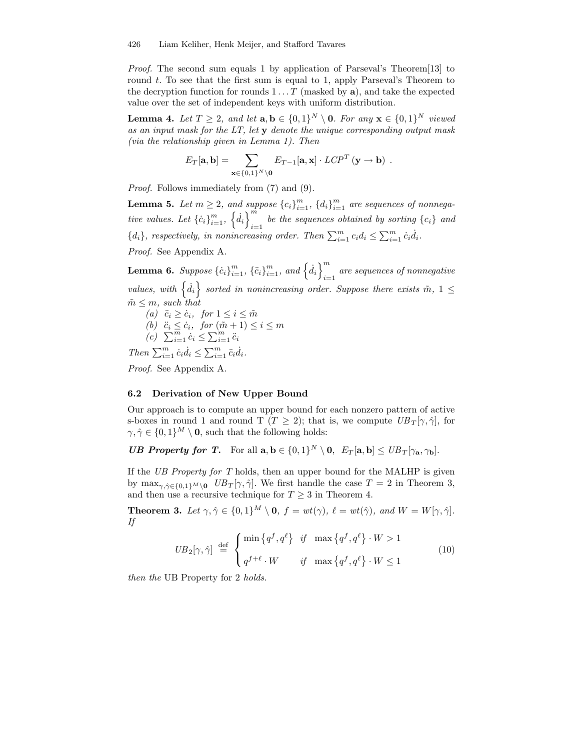*Proof.* The second sum equals 1 by application of Parseval's Theorem[13] to round $t$. To see that the first sum is equal to 1, apply Parseval's Theorem to the decryption function for rounds $1 \ldots T$ (masked by $\mathbf{a}$), and take the expected value over the set of independent keys with uniform distribution.

**Lemma 4.** *Let $T \geq 2$, and let $\mathbf{a}, \mathbf{b} \in \{0,1\}^N \setminus \mathbf{0}$. For any $\mathbf{x} \in \{0,1\}^N$ viewed as an input mask for the LT, let $\mathbf{y}$ denote the unique corresponding output mask (via the relationship given in Lemma 1). Then*

$$E_T[\mathbf{a}, \mathbf{b}] = \sum_{\mathbf{x} \in \{0,1\}^N \setminus \mathbf{0}} E_{T-1}[\mathbf{a}, \mathbf{x}] \cdot LCP^T(\mathbf{y} \rightarrow \mathbf{b}) \ .$$

*Proof.* Follows immediately from (7) and (9).

**Lemma 5.** *Let $m \geq 2$, and suppose $\{c_i\}_{i=1}^m$, $\{d_i\}_{i=1}^m$ are sequences of nonnegative values. Let $\{\dot{c}_i\}_{i=1}^m$, $\left\{\dot{d}_i\right\}_{i=1}^m$ be the sequences obtained by sorting $\{c_i\}$ and $\{d_i\}$, respectively, in nonincreasing order. Then $\sum_{i=1}^m c_i d_i \leq \sum_{i=1}^m \dot{c}_i \dot{d}_i$.*

*Proof.* See Appendix A.

**Lemma 6.** *Suppose $\{\dot{c}_i\}_{i=1}^m$, $\{\ddot{c}_i\}_{i=1}^m$, and $\left\{\dot{d}_i\right\}_{i=1}^m$ are sequences of nonnegative values, with $\left\{\dot{d}_i\right\}$ sorted in nonincreasing order. Suppose there exists $\tilde{m}$, $1 \leq \tilde{m} \leq m$, such that*

*(a)* $\ddot{c}_i \geq \dot{c}_i$, *for* $1 \leq i \leq \tilde{m}$
*(b)* $\ddot{c}_i \leq \dot{c}_i$, *for* $(\tilde{m}+1) \leq i \leq m$
*(c)* $\sum_{i=1}^m \dot{c}_i \leq \sum_{i=1}^m \ddot{c}_i$

*Then $\sum_{i=1}^m \dot{c}_i \dot{d}_i \leq \sum_{i=1}^m \ddot{c}_i \dot{d}_i$.*

*Proof.* See Appendix A.

### 6.2 Derivation of New Upper Bound

Our approach is to compute an upper bound for each nonzero pattern of active s-boxes in round 1 and round T ($T \geq 2$); that is, we compute $UB_T[\gamma, \hat{\gamma}]$, for $\gamma, \hat{\gamma} \in \{0,1\}^M \setminus \mathbf{0}$, such that the following holds:

***UB Property for T.*** For all $\mathbf{a}, \mathbf{b} \in \{0,1\}^N \setminus \mathbf{0}$, $E_T[\mathbf{a}, \mathbf{b}] \leq UB_T[\gamma_\mathbf{a}, \gamma_\mathbf{b}]$.

If the *UB Property for T* holds, then an upper bound for the MALHP is given by $\max_{\gamma, \hat{\gamma} \in \{0,1\}^M \setminus \mathbf{0}} UB_T[\gamma, \hat{\gamma}]$. We first handle the case $T = 2$ in Theorem 3, and then use a recursive technique for $T \geq 3$ in Theorem 4.

**Theorem 3.** *Let $\gamma, \hat{\gamma} \in \{0,1\}^M \setminus \mathbf{0}$, $f = wt(\gamma)$, $\ell = wt(\hat{\gamma})$, and $W = W[\gamma, \hat{\gamma}]$. If*

$$UB_2[\gamma, \hat{\gamma}] \ \stackrel{\text{def}}{=} \ \begin{cases} \min\left\{q^f, q^\ell\right\} & \text{if} \quad \max\left\{q^f, q^\ell\right\} \cdot W > 1 \\ q^{f+\ell} \cdot W & \text{if} \quad \max\left\{q^f, q^\ell\right\} \cdot W \leq 1 \end{cases} \tag{10}$$

*then the* UB Property for 2 *holds.*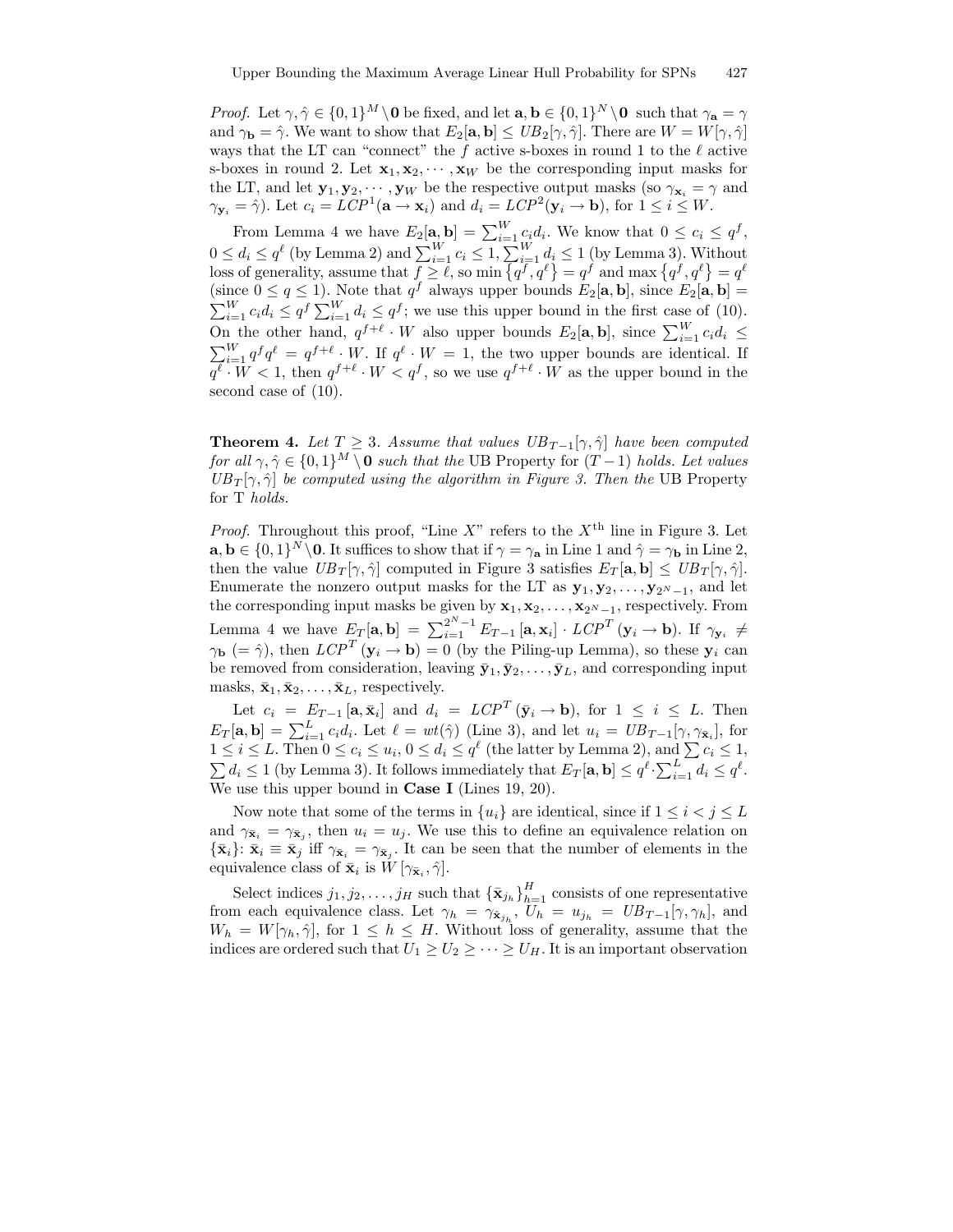*Proof.* Let $\gamma, \hat{\gamma} \in \{0,1\}^M \setminus \mathbf{0}$ be fixed, and let $\mathbf{a}, \mathbf{b} \in \{0,1\}^N \setminus \mathbf{0}$ such that $\gamma_{\mathbf{a}} = \gamma$ and $\gamma_{\mathbf{b}} = \hat{\gamma}$. We want to show that $E_2[\mathbf{a}, \mathbf{b}] \le UB_2[\gamma, \hat{\gamma}]$. There are $W = W[\gamma, \hat{\gamma}]$ ways that the LT can "connect" the $f$ active s-boxes in round 1 to the $\ell$ active s-boxes in round 2. Let $\mathbf{x}_1, \mathbf{x}_2, \cdots, \mathbf{x}_W$ be the corresponding input masks for the LT, and let $\mathbf{y}_1, \mathbf{y}_2, \cdots, \mathbf{y}_W$ be the respective output masks (so $\gamma_{\mathbf{x}_i} = \gamma$ and $\gamma_{\mathbf{y}_i} = \hat{\gamma}$). Let $c_i = LCP^1(\mathbf{a} \to \mathbf{x}_i)$ and $d_i = LCP^2(\mathbf{y}_i \to \mathbf{b})$, for $1 \le i \le W$.

From Lemma 4 we have $E_2[\mathbf{a}, \mathbf{b}] = \sum_{i=1}^{W} c_i d_i$. We know that $0 \le c_i \le q^f$, $0 \le d_i \le q^\ell$ (by Lemma 2) and $\sum_{i=1}^{W} c_i \le 1$, $\sum_{i=1}^{W} d_i \le 1$ (by Lemma 3). Without loss of generality, assume that $f \ge \ell$, so $\min\left\{q^f, q^\ell\right\} = q^f$ and $\max\left\{q^f, q^\ell\right\} = q^\ell$ (since $0 \le q \le 1$). Note that $q^f$ always upper bounds $E_2[\mathbf{a}, \mathbf{b}]$, since $E_2[\mathbf{a}, \mathbf{b}] = \sum_{i=1}^{W} c_i d_i \le q^f \sum_{i=1}^{W} d_i \le q^f$; we use this upper bound in the first case of (10). On the other hand, $q^{f+\ell} \cdot W$ also upper bounds $E_2[\mathbf{a}, \mathbf{b}]$, since $\sum_{i=1}^{W} c_i d_i \le \sum_{i=1}^{W} q^f q^\ell = q^{f+\ell} \cdot W$. If $q^\ell \cdot W = 1$, the two upper bounds are identical. If $q^\ell \cdot W < 1$, then $q^{f+\ell} \cdot W < q^f$, so we use $q^{f+\ell} \cdot W$ as the upper bound in the second case of (10).

**Theorem 4.** *Let $T \ge 3$. Assume that values $UB_{T-1}[\gamma, \hat{\gamma}]$ have been computed for all $\gamma, \hat{\gamma} \in \{0,1\}^M \setminus \mathbf{0}$ such that the* UB Property *for $(T-1)$ holds. Let values $UB_T[\gamma, \hat{\gamma}]$ be computed using the algorithm in Figure 3. Then the* UB Property *for T holds.*

*Proof.* Throughout this proof, "Line $X$" refers to the $X^{\text{th}}$ line in Figure 3. Let $\mathbf{a}, \mathbf{b} \in \{0,1\}^N \setminus \mathbf{0}$. It suffices to show that if $\gamma = \gamma_{\mathbf{a}}$ in Line 1 and $\hat{\gamma} = \gamma_{\mathbf{b}}$ in Line 2, then the value $UB_T[\gamma, \hat{\gamma}]$ computed in Figure 3 satisfies $E_T[\mathbf{a}, \mathbf{b}] \le UB_T[\gamma, \hat{\gamma}]$. Enumerate the nonzero output masks for the LT as $\mathbf{y}_1, \mathbf{y}_2, \ldots, \mathbf{y}_{2^N-1}$, and let the corresponding input masks be given by $\mathbf{x}_1, \mathbf{x}_2, \ldots, \mathbf{x}_{2^N-1}$, respectively. From Lemma 4 we have $E_T[\mathbf{a}, \mathbf{b}] = \sum_{i=1}^{2^N-1} E_{T-1}[\mathbf{a}, \mathbf{x}_i] \cdot LCP^T(\mathbf{y}_i \to \mathbf{b})$. If $\gamma_{\mathbf{y}_i} \ne \gamma_{\mathbf{b}}$ $(= \hat{\gamma})$, then $LCP^T(\mathbf{y}_i \to \mathbf{b}) = 0$ (by the Piling-up Lemma), so these $\mathbf{y}_i$ can be removed from consideration, leaving $\bar{\mathbf{y}}_1, \bar{\mathbf{y}}_2, \ldots, \bar{\mathbf{y}}_L$, and corresponding input masks, $\bar{\mathbf{x}}_1, \bar{\mathbf{x}}_2, \ldots, \bar{\mathbf{x}}_L$, respectively.

Let $c_i = E_{T-1}[\mathbf{a}, \bar{\mathbf{x}}_i]$ and $d_i = LCP^T(\bar{\mathbf{y}}_i \to \mathbf{b})$, for $1 \le i \le L$. Then $E_T[\mathbf{a}, \mathbf{b}] = \sum_{i=1}^{L} c_i d_i$. Let $\ell = wt(\hat{\gamma})$ (Line 3), and let $u_i = UB_{T-1}[\gamma, \gamma_{\bar{\mathbf{x}}_i}]$, for $1 \le i \le L$. Then $0 \le c_i \le u_i$, $0 \le d_i \le q^\ell$ (the latter by Lemma 2), and $\sum c_i \le 1$, $\sum d_i \le 1$ (by Lemma 3). It follows immediately that $E_T[\mathbf{a}, \mathbf{b}] \le q^\ell \cdot \sum_{i=1}^{L} d_i \le q^\ell$. We use this upper bound in **Case I** (Lines 19, 20).

Now note that some of the terms in $\{u_i\}$ are identical, since if $1 \le i < j \le L$ and $\gamma_{\bar{\mathbf{x}}_i} = \gamma_{\bar{\mathbf{x}}_j}$, then $u_i = u_j$. We use this to define an equivalence relation on $\{\bar{\mathbf{x}}_i\}$: $\bar{\mathbf{x}}_i \equiv \bar{\mathbf{x}}_j$ iff $\gamma_{\bar{\mathbf{x}}_i} = \gamma_{\bar{\mathbf{x}}_j}$. It can be seen that the number of elements in the equivalence class of $\bar{\mathbf{x}}_i$ is $W[\gamma_{\bar{\mathbf{x}}_i}, \hat{\gamma}]$.

Select indices $j_1, j_2, \ldots, j_H$ such that $\{\bar{\mathbf{x}}_{j_h}\}_{h=1}^{H}$ consists of one representative from each equivalence class. Let $\gamma_h = \gamma_{\bar{\mathbf{x}}_{j_h}}$, $U_h = u_{j_h} = UB_{T-1}[\gamma, \gamma_h]$, and $W_h = W[\gamma_h, \hat{\gamma}]$, for $1 \le h \le H$. Without loss of generality, assume that the indices are ordered such that $U_1 \ge U_2 \ge \cdots \ge U_H$. It is an important observation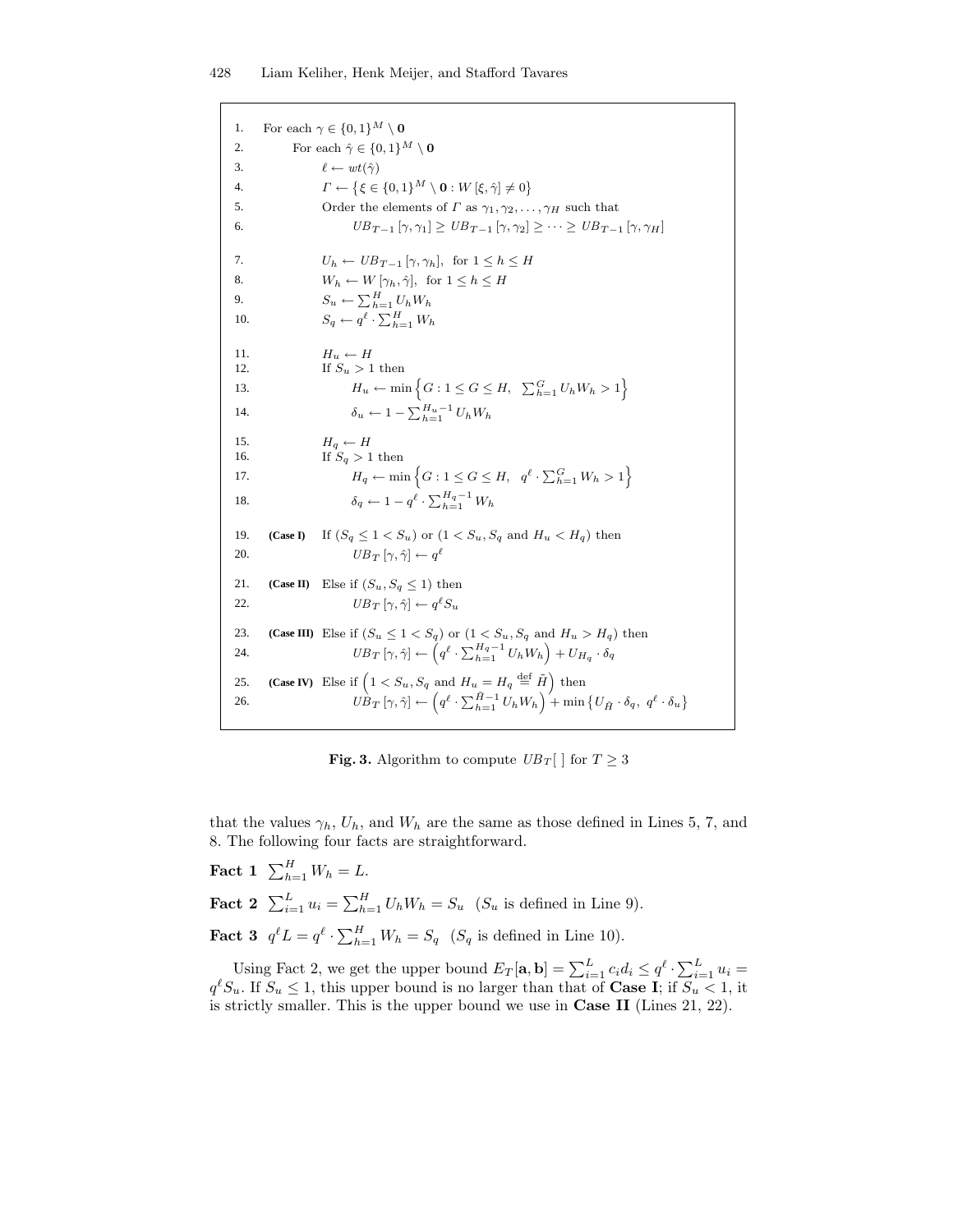```
1.   For each γ ∈ {0,1}^M \ 0
2.        For each γ̂ ∈ {0,1}^M \ 0
3.             ℓ ← wt(γ̂)
4.             Γ ← {ξ ∈ {0,1}^M \ 0 : W[ξ, γ̂] ≠ 0}
5.             Order the elements of Γ as γ_1, γ_2, ..., γ_H such that
6.                  UB_{T-1}[γ, γ_1] ≥ UB_{T-1}[γ, γ_2] ≥ ··· ≥ UB_{T-1}[γ, γ_H]

7.             U_h ← UB_{T-1}[γ, γ_h],  for 1 ≤ h ≤ H
8.             W_h ← W[γ_h, γ̂],  for 1 ≤ h ≤ H
9.             S_u ← Σ_{h=1}^{H} U_h W_h
10.            S_q ← q^ℓ · Σ_{h=1}^{H} W_h

11.            H_u ← H
12.            If S_u > 1 then
13.                 H_u ← min{ G : 1 ≤ G ≤ H,  Σ_{h=1}^{G} U_h W_h > 1 }
14.                 δ_u ← 1 − Σ_{h=1}^{H_u − 1} U_h W_h

15.            H_q ← H
16.            If S_q > 1 then
17.                 H_q ← min{ G : 1 ≤ G ≤ H,  q^ℓ · Σ_{h=1}^{G} W_h > 1 }
18.                 δ_q ← 1 − q^ℓ · Σ_{h=1}^{H_q − 1} W_h

19.  (Case I)    If (S_q ≤ 1 < S_u) or (1 < S_u, S_q and H_u < H_q) then
20.                 UB_T[γ, γ̂] ← q^ℓ

21.  (Case II)   Else if (S_u, S_q ≤ 1) then
22.                 UB_T[γ, γ̂] ← q^ℓ S_u

23.  (Case III)  Else if (S_u ≤ 1 < S_q) or (1 < S_u, S_q and H_u > H_q) then
24.                 UB_T[γ, γ̂] ← (q^ℓ · Σ_{h=1}^{H_q − 1} U_h W_h) + U_{H_q} · δ_q

25.  (Case IV)   Else if (1 < S_u, S_q and H_u = H_q =def H̃) then
26.                 UB_T[γ, γ̂] ← (q^ℓ · Σ_{h=1}^{H̃ − 1} U_h W_h) + min{ U_H̃ · δ_q,  q^ℓ · δ_u }
```

**Fig. 3.** Algorithm to compute $UB_T[\,]$ for $T \geq 3$

that the values $\gamma_h$, $U_h$, and $W_h$ are the same as those defined in Lines 5, 7, and 8. The following four facts are straightforward.

**Fact 1** $\sum_{h=1}^{H} W_h = L$.

**Fact 2** $\sum_{i=1}^{L} u_i = \sum_{h=1}^{H} U_h W_h = S_u$ ($S_u$ is defined in Line 9).

**Fact 3** $q^\ell L = q^\ell \cdot \sum_{h=1}^{H} W_h = S_q$ ($S_q$ is defined in Line 10).

Using Fact 2, we get the upper bound $E_T[\mathbf{a}, \mathbf{b}] = \sum_{i=1}^{L} c_i d_i \leq q^\ell \cdot \sum_{i=1}^{L} u_i = q^\ell S_u$. If $S_u \leq 1$, this upper bound is no larger than that of **Case I**; if $S_u < 1$, it is strictly smaller. This is the upper bound we use in **Case II** (Lines 21, 22).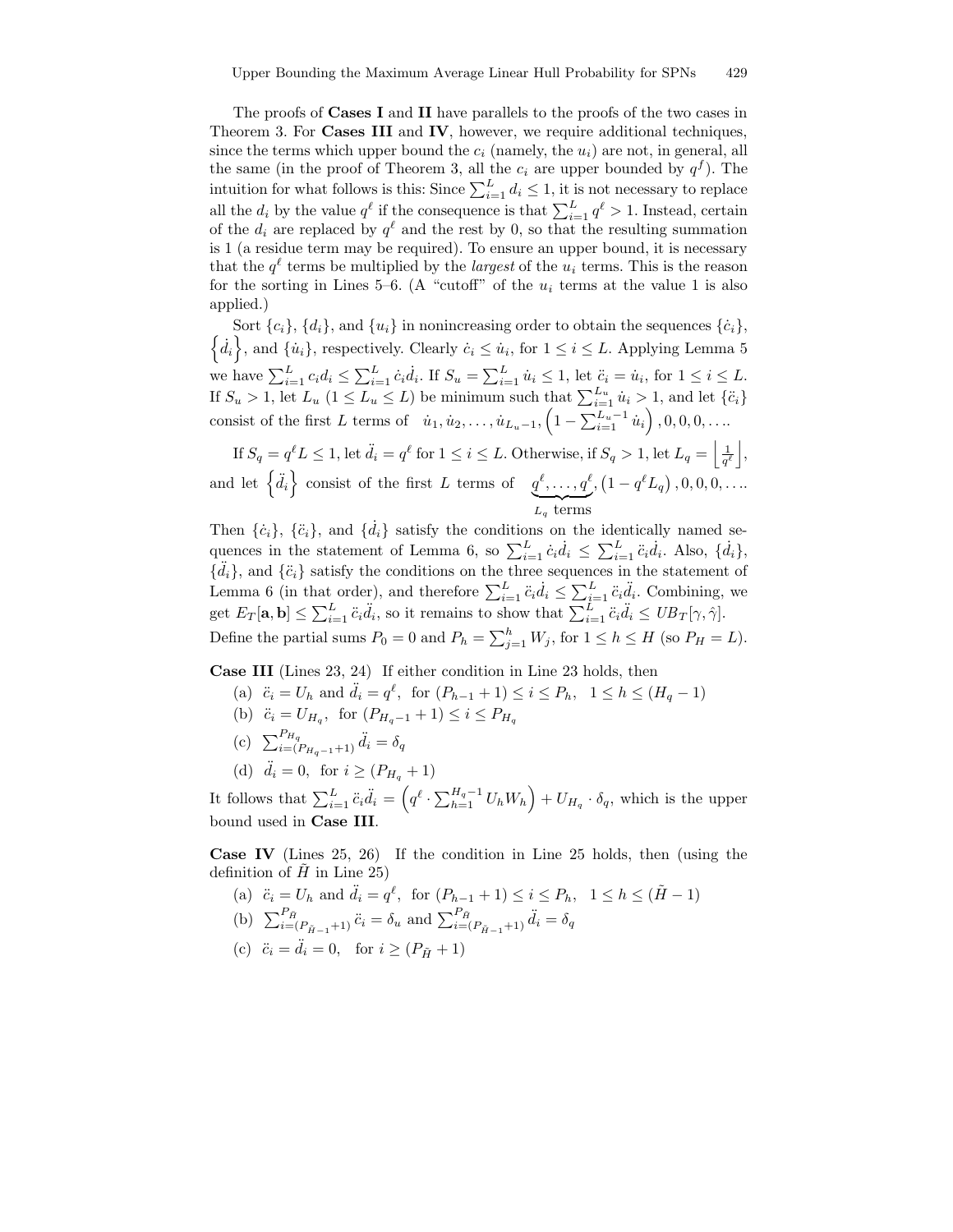The proofs of **Cases I** and **II** have parallels to the proofs of the two cases in Theorem 3. For **Cases III** and **IV**, however, we require additional techniques, since the terms which upper bound the $c_i$ (namely, the $u_i$) are not, in general, all the same (in the proof of Theorem 3, all the $c_i$ are upper bounded by $q^f$). The intuition for what follows is this: Since $\sum_{i=1}^{L} d_i \le 1$, it is not necessary to replace all the $d_i$ by the value $q^\ell$ if the consequence is that $\sum_{i=1}^{L} q^\ell > 1$. Instead, certain of the $d_i$ are replaced by $q^\ell$ and the rest by 0, so that the resulting summation is 1 (a residue term may be required). To ensure an upper bound, it is necessary that the $q^\ell$ terms be multiplied by the *largest* of the $u_i$ terms. This is the reason for the sorting in Lines 5–6. (A "cutoff" of the $u_i$ terms at the value 1 is also applied.)

Sort $\{c_i\}$, $\{d_i\}$, and $\{u_i\}$ in nonincreasing order to obtain the sequences $\{\dot{c}_i\}$, $\left\{\dot{d}_i\right\}$, and $\{\dot{u}_i\}$, respectively. Clearly $\dot{c}_i \le \dot{u}_i$, for $1 \le i \le L$. Applying Lemma 5 we have $\sum_{i=1}^{L} c_i d_i \le \sum_{i=1}^{L} \dot{c}_i \dot{d}_i$. If $S_u = \sum_{i=1}^{L} \dot{u}_i \le 1$, let $\ddot{c}_i = \dot{u}_i$, for $1 \le i \le L$. If $S_u > 1$, let $L_u$ $(1 \le L_u \le L)$ be minimum such that $\sum_{i=1}^{L_u} \dot{u}_i > 1$, and let $\{\ddot{c}_i\}$ consist of the first $L$ terms of $\dot{u}_1, \dot{u}_2, \ldots, \dot{u}_{L_u - 1}, \left(1 - \sum_{i=1}^{L_u - 1} \dot{u}_i\right), 0, 0, 0, \ldots$.

If $S_q = q^\ell L \le 1$, let $\ddot{d}_i = q^\ell$ for $1 \le i \le L$. Otherwise, if $S_q > 1$, let $L_q = \left\lfloor \frac{1}{q^\ell} \right\rfloor$, and let $\left\{\ddot{d}_i\right\}$ consist of the first $L$ terms of $\underbrace{q^\ell, \ldots, q^\ell}_{L_q \text{ terms}}, \left(1 - q^\ell L_q\right), 0, 0, 0, \ldots$.

Then $\{\dot{c}_i\}$, $\{\ddot{c}_i\}$, and $\{\dot{d}_i\}$ satisfy the conditions on the identically named sequences in the statement of Lemma 6, so $\sum_{i=1}^{L} \dot{c}_i \dot{d}_i \le \sum_{i=1}^{L} \ddot{c}_i \dot{d}_i$. Also, $\{\dot{d}_i\}$, $\{\ddot{d}_i\}$, and $\{\ddot{c}_i\}$ satisfy the conditions on the three sequences in the statement of Lemma 6 (in that order), and therefore $\sum_{i=1}^{L} \ddot{c}_i \dot{d}_i \le \sum_{i=1}^{L} \ddot{c}_i \ddot{d}_i$. Combining, we get $E_T[\mathbf{a}, \mathbf{b}] \le \sum_{i=1}^{L} \ddot{c}_i \ddot{d}_i$, so it remains to show that $\sum_{i=1}^{L} \ddot{c}_i \ddot{d}_i \le UB_T[\gamma, \hat{\gamma}]$.

Define the partial sums $P_0 = 0$ and $P_h = \sum_{j=1}^{h} W_j$, for $1 \le h \le H$ (so $P_H = L$).

**Case III** (Lines 23, 24) If either condition in Line 23 holds, then

(a) $\ddot{c}_i = U_h$ and $\ddot{d}_i = q^\ell$, for $(P_{h-1} + 1) \le i \le P_h$, $1 \le h \le (H_q - 1)$

(b) $\ddot{c}_i = U_{H_q}$, for $(P_{H_q - 1} + 1) \le i \le P_{H_q}$

(c) $\sum_{i=(P_{H_q - 1}+1)}^{P_{H_q}} \ddot{d}_i = \delta_q$

(d) $\ddot{d}_i = 0$, for $i \ge (P_{H_q} + 1)$

It follows that $\sum_{i=1}^{L} \ddot{c}_i \ddot{d}_i = \left(q^\ell \cdot \sum_{h=1}^{H_q - 1} U_h W_h\right) + U_{H_q} \cdot \delta_q$, which is the upper bound used in **Case III**.

**Case IV** (Lines 25, 26) If the condition in Line 25 holds, then (using the definition of $\tilde{H}$ in Line 25)

(a) $\ddot{c}_i = U_h$ and $\ddot{d}_i = q^\ell$, for $(P_{h-1} + 1) \le i \le P_h$, $1 \le h \le (\tilde{H} - 1)$

(b) $\sum_{i=(P_{\tilde{H}-1}+1)}^{P_{\tilde{H}}} \ddot{c}_i = \delta_u$ and $\sum_{i=(P_{\tilde{H}-1}+1)}^{P_{\tilde{H}}} \ddot{d}_i = \delta_q$

(c) $\ddot{c}_i = \ddot{d}_i = 0$, for $i \ge (P_{\tilde{H}} + 1)$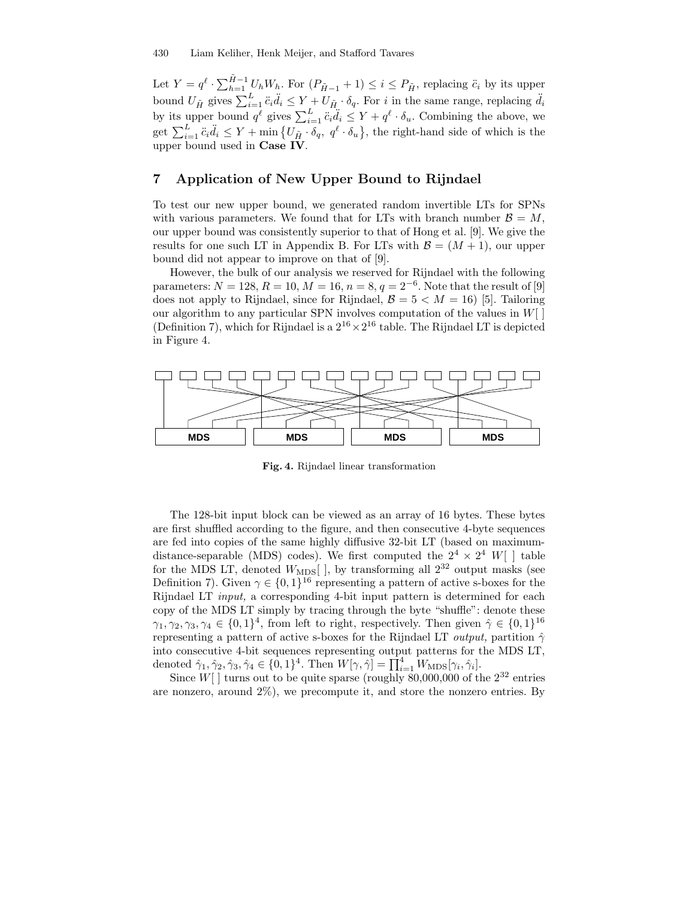Let $Y = q^\ell \cdot \sum_{h=1}^{\tilde{H}-1} U_h W_h$. For $(P_{\tilde{H}-1} + 1) \le i \le P_{\tilde{H}}$, replacing $\ddot{c}_i$ by its upper bound $U_{\tilde{H}}$ gives $\sum_{i=1}^{L} \ddot{c}_i \ddot{d}_i \le Y + U_{\tilde{H}} \cdot \delta_q$. For $i$ in the same range, replacing $\ddot{d}_i$ by its upper bound $q^\ell$ gives $\sum_{i=1}^{L} \ddot{c}_i \ddot{d}_i \le Y + q^\ell \cdot \delta_u$. Combining the above, we get $\sum_{i=1}^{L} \ddot{c}_i \ddot{d}_i \le Y + \min\left\{U_{\tilde{H}} \cdot \delta_q,\ q^\ell \cdot \delta_u\right\}$, the right-hand side of which is the upper bound used in **Case IV**.

## 7 Application of New Upper Bound to Rijndael

To test our new upper bound, we generated random invertible LTs for SPNs with various parameters. We found that for LTs with branch number $\mathcal{B} = M$, our upper bound was consistently superior to that of Hong et al. [9]. We give the results for one such LT in Appendix B. For LTs with $\mathcal{B} = (M + 1)$, our upper bound did not appear to improve on that of [9].

However, the bulk of our analysis we reserved for Rijndael with the following parameters: $N = 128$, $R = 10$, $M = 16$, $n = 8$, $q = 2^{-6}$. Note that the result of [9] does not apply to Rijndael, since for Rijndael, $\mathcal{B} = 5 < M = 16$) [5]. Tailoring our algorithm to any particular SPN involves computation of the values in $W[\,]$ (Definition 7), which for Rijndael is a $2^{16} \times 2^{16}$ table. The Rijndael LT is depicted in Figure 4.

MDS MDS MDS MDS

**Fig. 4.** Rijndael linear transformation

The 128-bit input block can be viewed as an array of 16 bytes. These bytes are first shuffled according to the figure, and then consecutive 4-byte sequences are fed into copies of the same highly diffusive 32-bit LT (based on maximum-distance-separable (MDS) codes). We first computed the $2^4 \times 2^4$ $W[\,]$ table for the MDS LT, denoted $W_{\text{MDS}}[\,]$, by transforming all $2^{32}$ output masks (see Definition 7). Given $\gamma \in \{0,1\}^{16}$ representing a pattern of active s-boxes for the Rijndael LT *input,* a corresponding 4-bit input pattern is determined for each copy of the MDS LT simply by tracing through the byte "shuffle": denote these $\gamma_1, \gamma_2, \gamma_3, \gamma_4 \in \{0,1\}^4$, from left to right, respectively. Then given $\hat{\gamma} \in \{0,1\}^{16}$ representing a pattern of active s-boxes for the Rijndael LT *output,* partition $\hat{\gamma}$ into consecutive 4-bit sequences representing output patterns for the MDS LT, denoted $\hat{\gamma}_1, \hat{\gamma}_2, \hat{\gamma}_3, \hat{\gamma}_4 \in \{0,1\}^4$. Then $W[\gamma, \hat{\gamma}] = \prod_{i=1}^{4} W_{\text{MDS}}[\gamma_i, \hat{\gamma}_i]$.

Since $W[\,]$ turns out to be quite sparse (roughly 80,000,000 of the $2^{32}$ entries are nonzero, around 2%), we precompute it, and store the nonzero entries. By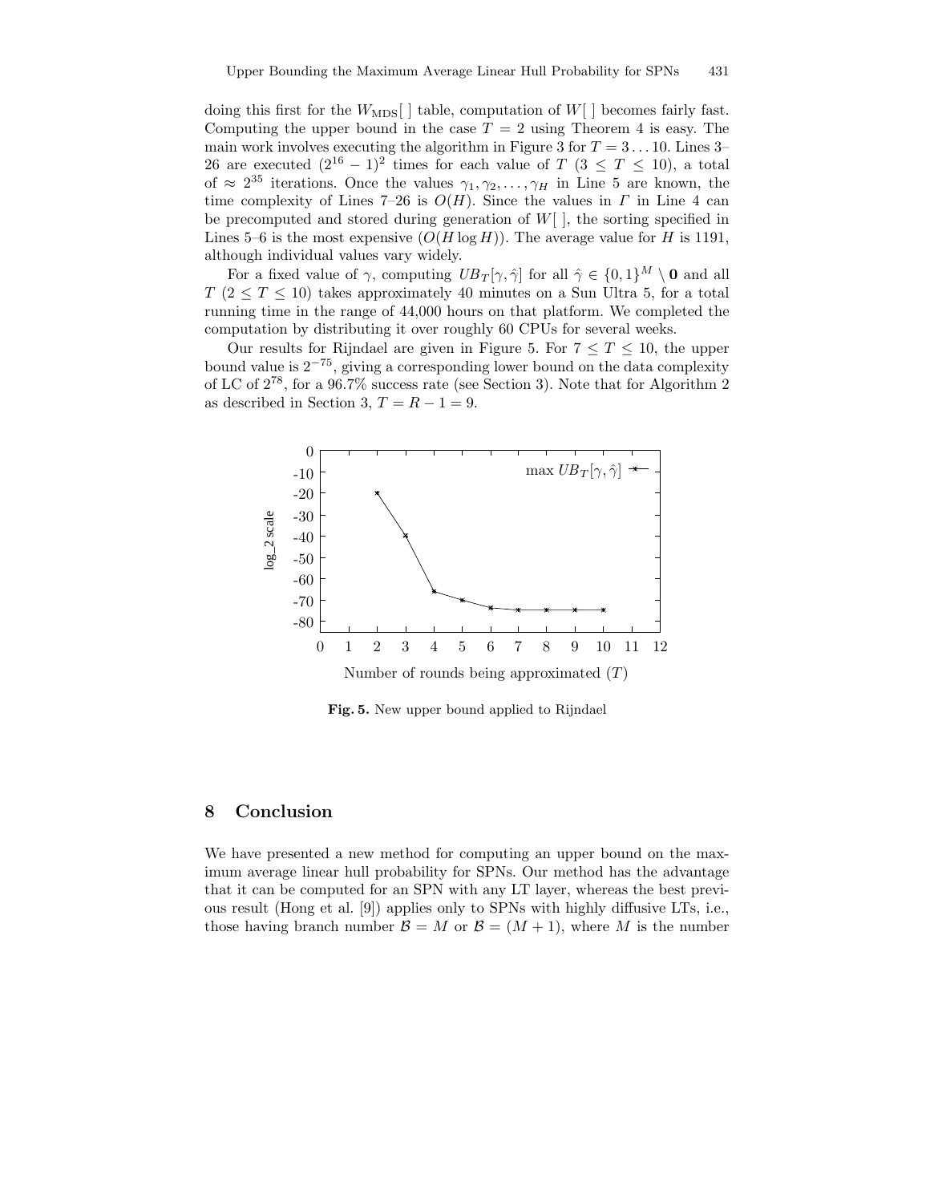doing this first for the $W_{\mathrm{MDS}}[\,]$ table, computation of $W[\,]$ becomes fairly fast. Computing the upper bound in the case $T = 2$ using Theorem 4 is easy. The main work involves executing the algorithm in Figure 3 for $T = 3 \ldots 10$. Lines 3–26 are executed $(2^{16} - 1)^2$ times for each value of $T$ ($3 \leq T \leq 10$), a total of $\approx 2^{35}$ iterations. Once the values $\gamma_1, \gamma_2, \ldots, \gamma_H$ in Line 5 are known, the time complexity of Lines 7–26 is $O(H)$. Since the values in $\Gamma$ in Line 4 can be precomputed and stored during generation of $W[\,]$, the sorting specified in Lines 5–6 is the most expensive ($O(H \log H)$). The average value for $H$ is 1191, although individual values vary widely.

For a fixed value of $\gamma$, computing $UB_T[\gamma, \hat{\gamma}]$ for all $\hat{\gamma} \in \{0,1\}^M \setminus \mathbf{0}$ and all $T$ ($2 \leq T \leq 10$) takes approximately 40 minutes on a Sun Ultra 5, for a total running time in the range of 44,000 hours on that platform. We completed the computation by distributing it over roughly 60 CPUs for several weeks.

Our results for Rijndael are given in Figure 5. For $7 \leq T \leq 10$, the upper bound value is $2^{-75}$, giving a corresponding lower bound on the data complexity of LC of $2^{78}$, for a 96.7% success rate (see Section 3). Note that for Algorithm 2 as described in Section 3, $T = R - 1 = 9$.

**Fig. 5.** New upper bound applied to Rijndael

## 8 Conclusion

We have presented a new method for computing an upper bound on the maximum average linear hull probability for SPNs. Our method has the advantage that it can be computed for an SPN with any LT layer, whereas the best previous result (Hong et al. [9]) applies only to SPNs with highly diffusive LTs, i.e., those having branch number $\mathcal{B} = M$ or $\mathcal{B} = (M + 1)$, where $M$ is the number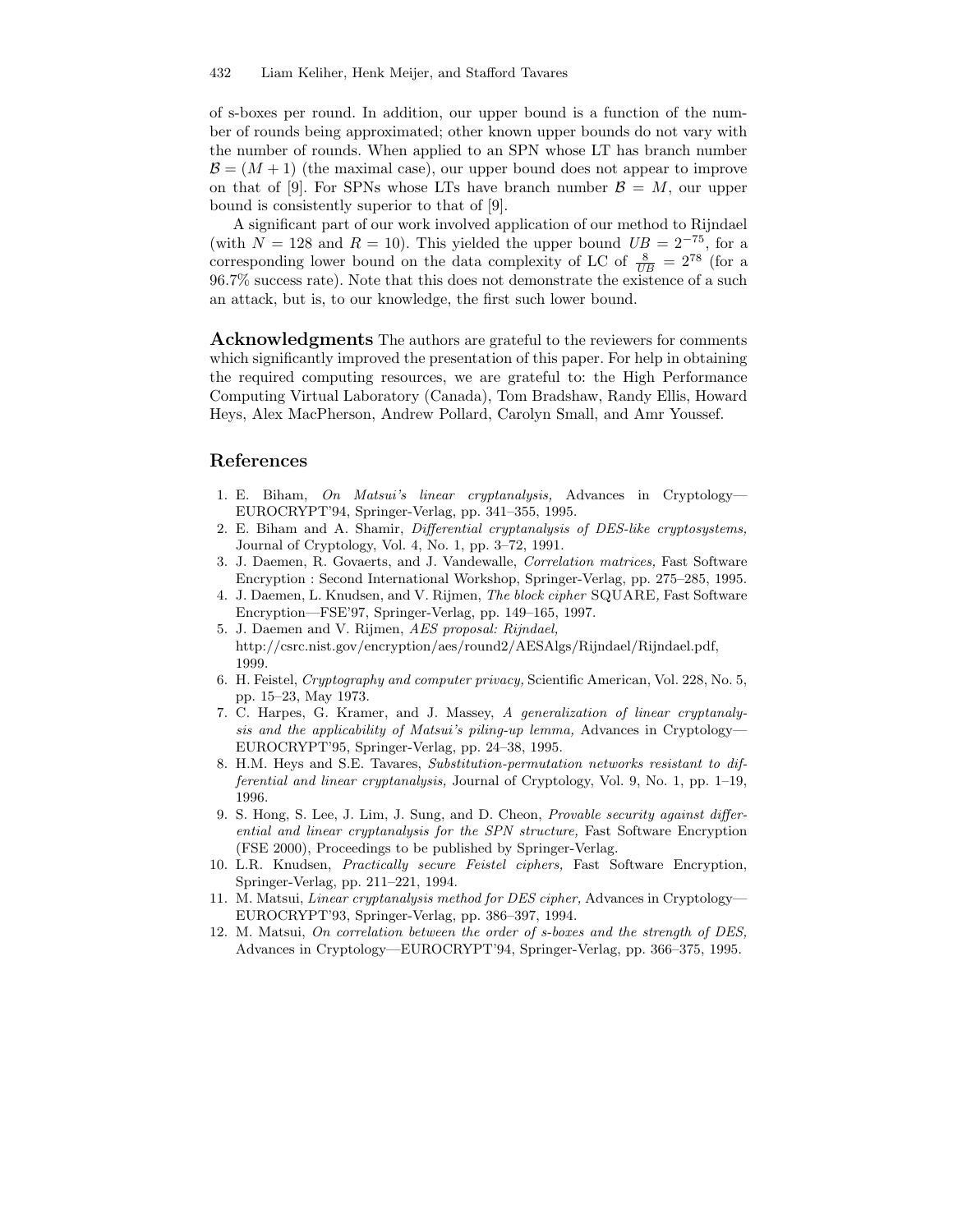of s-boxes per round. In addition, our upper bound is a function of the number of rounds being approximated; other known upper bounds do not vary with the number of rounds. When applied to an SPN whose LT has branch number $\mathcal{B} = (M + 1)$ (the maximal case), our upper bound does not appear to improve on that of [9]. For SPNs whose LTs have branch number $\mathcal{B} = M$, our upper bound is consistently superior to that of [9].

A significant part of our work involved application of our method to Rijndael (with $N = 128$ and $R = 10$). This yielded the upper bound $UB = 2^{-75}$, for a corresponding lower bound on the data complexity of LC of $\frac{8}{UB} = 2^{78}$ (for a 96.7% success rate). Note that this does not demonstrate the existence of a such an attack, but is, to our knowledge, the first such lower bound.

**Acknowledgments** The authors are grateful to the reviewers for comments which significantly improved the presentation of this paper. For help in obtaining the required computing resources, we are grateful to: the High Performance Computing Virtual Laboratory (Canada), Tom Bradshaw, Randy Ellis, Howard Heys, Alex MacPherson, Andrew Pollard, Carolyn Small, and Amr Youssef.

## References

1. E. Biham, *On Matsui's linear cryptanalysis,* Advances in Cryptology—EUROCRYPT'94, Springer-Verlag, pp. 341–355, 1995.
2. E. Biham and A. Shamir, *Differential cryptanalysis of DES-like cryptosystems,* Journal of Cryptology, Vol. 4, No. 1, pp. 3–72, 1991.
3. J. Daemen, R. Govaerts, and J. Vandewalle, *Correlation matrices,* Fast Software Encryption : Second International Workshop, Springer-Verlag, pp. 275–285, 1995.
4. J. Daemen, L. Knudsen, and V. Rijmen, *The block cipher* SQUARE*,* Fast Software Encryption—FSE'97, Springer-Verlag, pp. 149–165, 1997.
5. J. Daemen and V. Rijmen, *AES proposal: Rijndael,* http://csrc.nist.gov/encryption/aes/round2/AESAlgs/Rijndael/Rijndael.pdf, 1999.
6. H. Feistel, *Cryptography and computer privacy,* Scientific American, Vol. 228, No. 5, pp. 15–23, May 1973.
7. C. Harpes, G. Kramer, and J. Massey, *A generalization of linear cryptanalysis and the applicability of Matsui's piling-up lemma,* Advances in Cryptology—EUROCRYPT'95, Springer-Verlag, pp. 24–38, 1995.
8. H.M. Heys and S.E. Tavares, *Substitution-permutation networks resistant to differential and linear cryptanalysis,* Journal of Cryptology, Vol. 9, No. 1, pp. 1–19, 1996.
9. S. Hong, S. Lee, J. Lim, J. Sung, and D. Cheon, *Provable security against differential and linear cryptanalysis for the SPN structure,* Fast Software Encryption (FSE 2000), Proceedings to be published by Springer-Verlag.
10. L.R. Knudsen, *Practically secure Feistel ciphers,* Fast Software Encryption, Springer-Verlag, pp. 211–221, 1994.
11. M. Matsui, *Linear cryptanalysis method for DES cipher,* Advances in Cryptology—EUROCRYPT'93, Springer-Verlag, pp. 386–397, 1994.
12. M. Matsui, *On correlation between the order of s-boxes and the strength of DES,* Advances in Cryptology—EUROCRYPT'94, Springer-Verlag, pp. 366–375, 1995.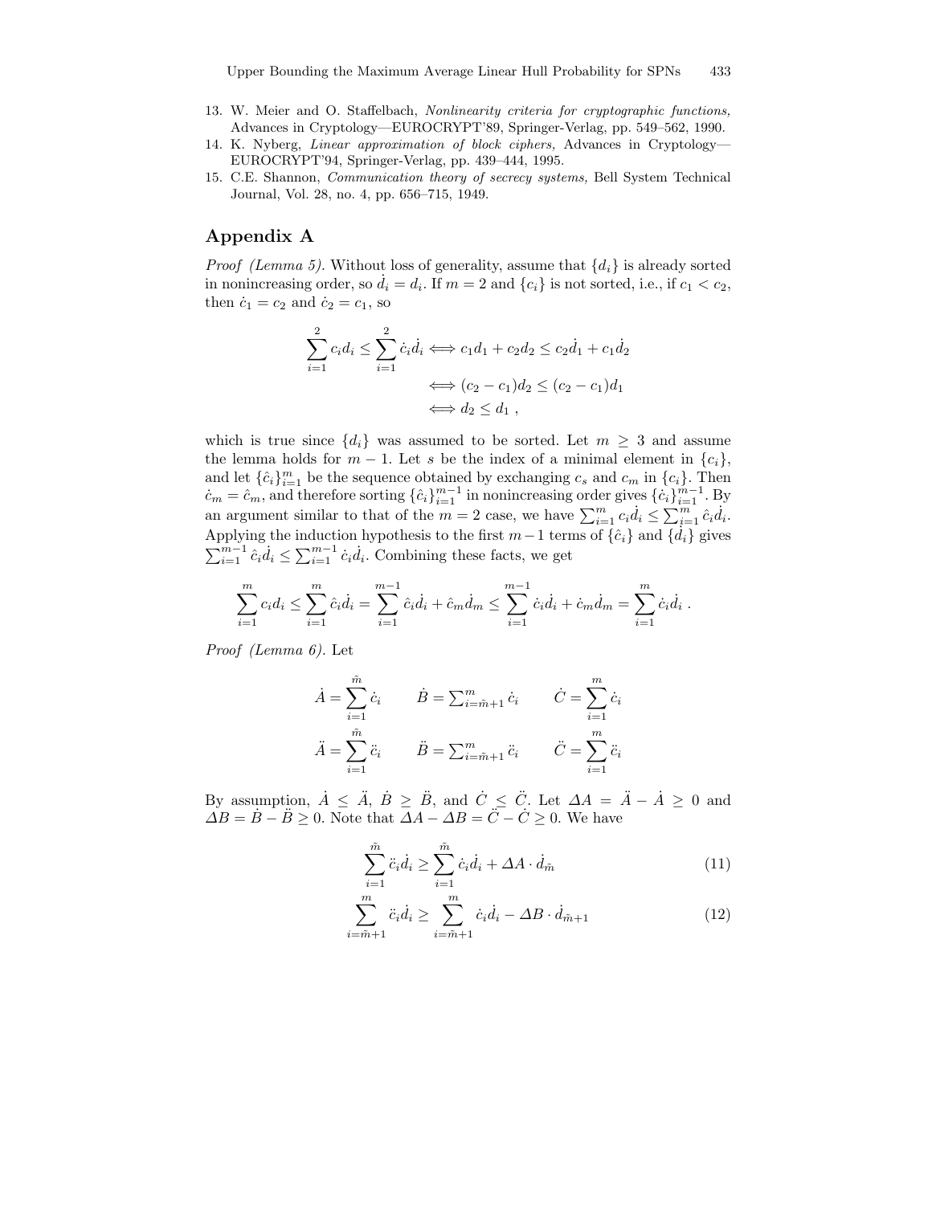13. W. Meier and O. Staffelbach, *Nonlinearity criteria for cryptographic functions,* Advances in Cryptology—EUROCRYPT'89, Springer-Verlag, pp. 549–562, 1990.
14. K. Nyberg, *Linear approximation of block ciphers,* Advances in Cryptology—EUROCRYPT'94, Springer-Verlag, pp. 439–444, 1995.
15. C.E. Shannon, *Communication theory of secrecy systems,* Bell System Technical Journal, Vol. 28, no. 4, pp. 656–715, 1949.

## Appendix A

*Proof (Lemma 5).* Without loss of generality, assume that $\{d_i\}$ is already sorted in nonincreasing order, so $\dot{d}_i = d_i$. If $m = 2$ and $\{c_i\}$ is not sorted, i.e., if $c_1 < c_2$, then $\dot{c}_1 = c_2$ and $\dot{c}_2 = c_1$, so

$$
\begin{aligned}
\sum_{i=1}^{2} c_i d_i \le \sum_{i=1}^{2} \dot{c}_i \dot{d}_i &\iff c_1 d_1 + c_2 d_2 \le c_2 \dot{d}_1 + c_1 \dot{d}_2 \\
&\iff (c_2 - c_1) d_2 \le (c_2 - c_1) d_1 \\
&\iff d_2 \le d_1 \ ,
\end{aligned}
$$

which is true since $\{d_i\}$ was assumed to be sorted. Let $m \ge 3$ and assume the lemma holds for $m-1$. Let $s$ be the index of a minimal element in $\{c_i\}$, and let $\{\hat{c}_i\}_{i=1}^{m}$ be the sequence obtained by exchanging $c_s$ and $c_m$ in $\{c_i\}$. Then $\dot{c}_m = \hat{c}_m$, and therefore sorting $\{\hat{c}_i\}_{i=1}^{m-1}$ in nonincreasing order gives $\{\dot{c}_i\}_{i=1}^{m-1}$. By an argument similar to that of the $m = 2$ case, we have $\sum_{i=1}^{m} c_i \dot{d}_i \le \sum_{i=1}^{m} \hat{c}_i \dot{d}_i$. Applying the induction hypothesis to the first $m-1$ terms of $\{\hat{c}_i\}$ and $\{\dot{d}_i\}$ gives $\sum_{i=1}^{m-1} \hat{c}_i \dot{d}_i \le \sum_{i=1}^{m-1} \dot{c}_i \dot{d}_i$. Combining these facts, we get

$$
\sum_{i=1}^{m} c_i d_i \le \sum_{i=1}^{m} \hat{c}_i \dot{d}_i = \sum_{i=1}^{m-1} \hat{c}_i \dot{d}_i + \hat{c}_m \dot{d}_m \le \sum_{i=1}^{m-1} \dot{c}_i \dot{d}_i + \dot{c}_m \dot{d}_m = \sum_{i=1}^{m} \dot{c}_i \dot{d}_i \ .
$$

*Proof (Lemma 6).* Let

$$
\begin{array}{lll}
\dot{A} = \sum_{i=1}^{\tilde{m}} \dot{c}_i & \quad \dot{B} = \sum_{i=\tilde{m}+1}^{m} \dot{c}_i & \quad \dot{C} = \sum_{i=1}^{m} \dot{c}_i \\
\ddot{A} = \sum_{i=1}^{\tilde{m}} \ddot{c}_i & \quad \ddot{B} = \sum_{i=\tilde{m}+1}^{m} \ddot{c}_i & \quad \ddot{C} = \sum_{i=1}^{m} \ddot{c}_i
\end{array}
$$

By assumption, $\dot{A} \le \ddot{A}$, $\dot{B} \ge \ddot{B}$, and $\dot{C} \le \ddot{C}$. Let $\Delta A = \ddot{A} - \dot{A} \ge 0$ and $\Delta B = \dot{B} - \ddot{B} \ge 0$. Note that $\Delta A - \Delta B = \ddot{C} - \dot{C} \ge 0$. We have

$$
\sum_{i=1}^{\tilde{m}} \ddot{c}_i \dot{d}_i \ge \sum_{i=1}^{\tilde{m}} \dot{c}_i \dot{d}_i + \Delta A \cdot \dot{d}_{\tilde{m}} \tag{11}
$$

$$
\sum_{i=\tilde{m}+1}^{m} \ddot{c}_i \dot{d}_i \ge \sum_{i=\tilde{m}+1}^{m} \dot{c}_i \dot{d}_i - \Delta B \cdot \dot{d}_{\tilde{m}+1} \tag{12}
$$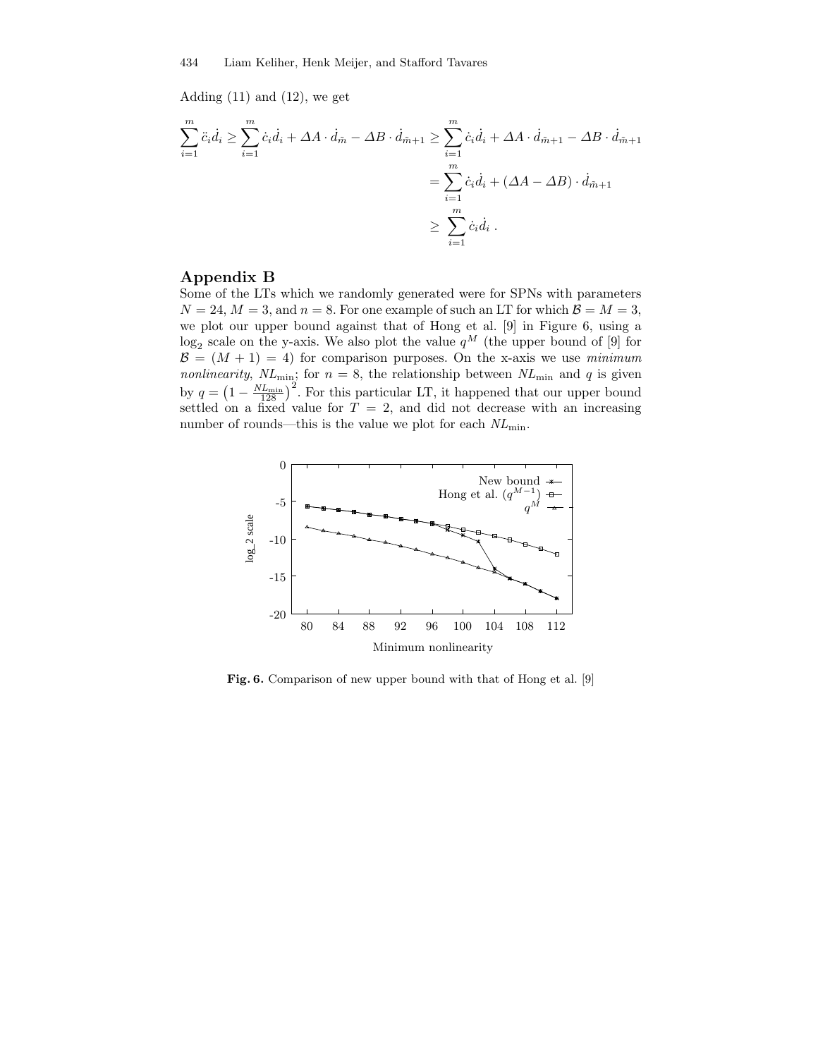Adding (11) and (12), we get

$$\sum_{i=1}^{m} \ddot{c}_i \dot{d}_i \geq \sum_{i=1}^{m} \dot{c}_i \dot{d}_i + \Delta A \cdot \dot{d}_{\tilde{m}} - \Delta B \cdot \dot{d}_{\tilde{m}+1} \geq \sum_{i=1}^{m} \dot{c}_i \dot{d}_i + \Delta A \cdot \dot{d}_{\tilde{m}+1} - \Delta B \cdot \dot{d}_{\tilde{m}+1}$$

$$= \sum_{i=1}^{m} \dot{c}_i \dot{d}_i + (\Delta A - \Delta B) \cdot \dot{d}_{\tilde{m}+1}$$

$$\geq \sum_{i=1}^{m} \dot{c}_i \dot{d}_i \, .$$

## Appendix B

Some of the LTs which we randomly generated were for SPNs with parameters $N = 24$, $M = 3$, and $n = 8$. For one example of such an LT for which $\mathcal{B} = M = 3$, we plot our upper bound against that of Hong et al. [9] in Figure 6, using a $\log_2$ scale on the y-axis. We also plot the value $q^M$ (the upper bound of [9] for $\mathcal{B} = (M + 1) = 4$) for comparison purposes. On the x-axis we use *minimum nonlinearity*, $NL_{\min}$; for $n = 8$, the relationship between $NL_{\min}$ and $q$ is given by $q = \left(1 - \frac{NL_{\min}}{128}\right)^2$. For this particular LT, it happened that our upper bound settled on a fixed value for $T = 2$, and did not decrease with an increasing number of rounds—this is the value we plot for each $NL_{\min}$.

New bound
Hong et al. ($q^{M-1}$)
$q^M$
log_2 scale
0
-5
-10
-15
-20
80 84 88 92 96 100 104 108 112
Minimum nonlinearity

**Fig. 6.** Comparison of new upper bound with that of Hong et al. [9]